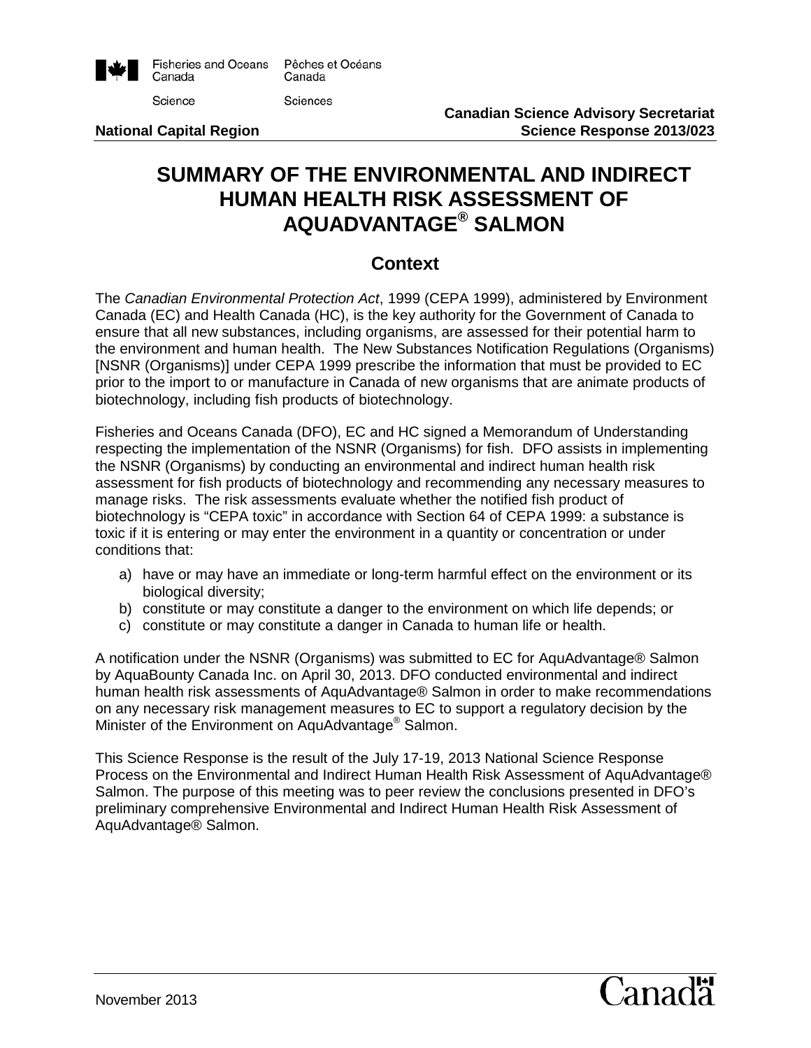Fisheries and Oceans Canada Pêches et Océans Canada

Science Sciences

**National Capital Region**

**Canadian Science Advisory Secretariat**
**Science Response 2013/023**

# SUMMARY OF THE ENVIRONMENTAL AND INDIRECT HUMAN HEALTH RISK ASSESSMENT OF AQUADVANTAGE® SALMON

## Context

The *Canadian Environmental Protection Act*, 1999 (CEPA 1999), administered by Environment Canada (EC) and Health Canada (HC), is the key authority for the Government of Canada to ensure that all new substances, including organisms, are assessed for their potential harm to the environment and human health. The New Substances Notification Regulations (Organisms) [NSNR (Organisms)] under CEPA 1999 prescribe the information that must be provided to EC prior to the import to or manufacture in Canada of new organisms that are animate products of biotechnology, including fish products of biotechnology.

Fisheries and Oceans Canada (DFO), EC and HC signed a Memorandum of Understanding respecting the implementation of the NSNR (Organisms) for fish. DFO assists in implementing the NSNR (Organisms) by conducting an environmental and indirect human health risk assessment for fish products of biotechnology and recommending any necessary measures to manage risks. The risk assessments evaluate whether the notified fish product of biotechnology is "CEPA toxic" in accordance with Section 64 of CEPA 1999: a substance is toxic if it is entering or may enter the environment in a quantity or concentration or under conditions that:

a) have or may have an immediate or long-term harmful effect on the environment or its biological diversity;
b) constitute or may constitute a danger to the environment on which life depends; or
c) constitute or may constitute a danger in Canada to human life or health.

A notification under the NSNR (Organisms) was submitted to EC for AquAdvantage® Salmon by AquaBounty Canada Inc. on April 30, 2013. DFO conducted environmental and indirect human health risk assessments of AquAdvantage® Salmon in order to make recommendations on any necessary risk management measures to EC to support a regulatory decision by the Minister of the Environment on AquAdvantage® Salmon.

This Science Response is the result of the July 17-19, 2013 National Science Response Process on the Environmental and Indirect Human Health Risk Assessment of AquAdvantage® Salmon. The purpose of this meeting was to peer review the conclusions presented in DFO's preliminary comprehensive Environmental and Indirect Human Health Risk Assessment of AquAdvantage® Salmon.

November 2013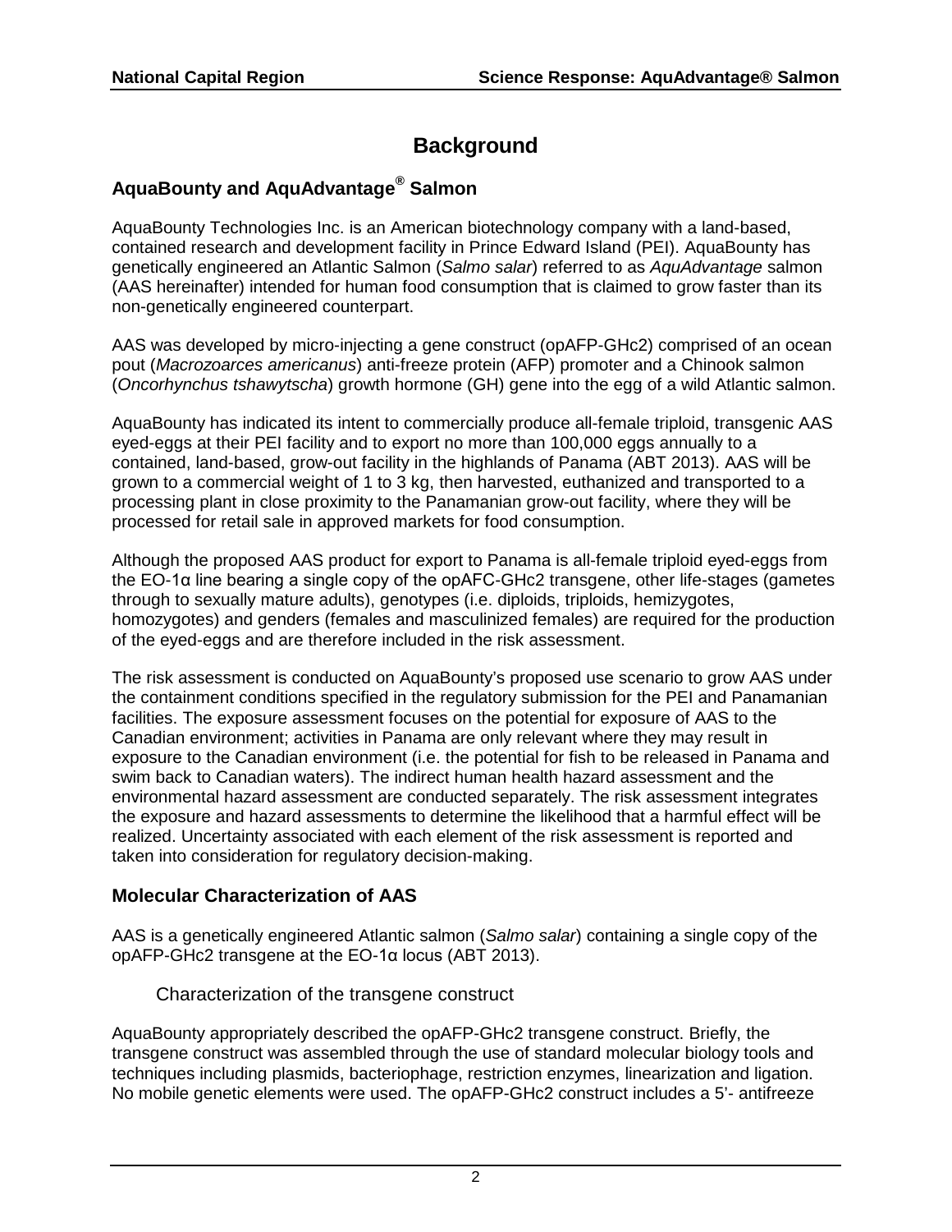# Background

## AquaBounty and AquAdvantage® Salmon

AquaBounty Technologies Inc. is an American biotechnology company with a land-based, contained research and development facility in Prince Edward Island (PEI). AquaBounty has genetically engineered an Atlantic Salmon (*Salmo salar*) referred to as *AquAdvantage* salmon (AAS hereinafter) intended for human food consumption that is claimed to grow faster than its non-genetically engineered counterpart.

AAS was developed by micro-injecting a gene construct (opAFP-GHc2) comprised of an ocean pout (*Macrozoarces americanus*) anti-freeze protein (AFP) promoter and a Chinook salmon (*Oncorhynchus tshawytscha*) growth hormone (GH) gene into the egg of a wild Atlantic salmon.

AquaBounty has indicated its intent to commercially produce all-female triploid, transgenic AAS eyed-eggs at their PEI facility and to export no more than 100,000 eggs annually to a contained, land-based, grow-out facility in the highlands of Panama (ABT 2013). AAS will be grown to a commercial weight of 1 to 3 kg, then harvested, euthanized and transported to a processing plant in close proximity to the Panamanian grow-out facility, where they will be processed for retail sale in approved markets for food consumption.

Although the proposed AAS product for export to Panama is all-female triploid eyed-eggs from the EO-1α line bearing a single copy of the opAFC-GHc2 transgene, other life-stages (gametes through to sexually mature adults), genotypes (i.e. diploids, triploids, hemizygotes, homozygotes) and genders (females and masculinized females) are required for the production of the eyed-eggs and are therefore included in the risk assessment.

The risk assessment is conducted on AquaBounty's proposed use scenario to grow AAS under the containment conditions specified in the regulatory submission for the PEI and Panamanian facilities. The exposure assessment focuses on the potential for exposure of AAS to the Canadian environment; activities in Panama are only relevant where they may result in exposure to the Canadian environment (i.e. the potential for fish to be released in Panama and swim back to Canadian waters). The indirect human health hazard assessment and the environmental hazard assessment are conducted separately. The risk assessment integrates the exposure and hazard assessments to determine the likelihood that a harmful effect will be realized. Uncertainty associated with each element of the risk assessment is reported and taken into consideration for regulatory decision-making.

## Molecular Characterization of AAS

AAS is a genetically engineered Atlantic salmon (*Salmo salar*) containing a single copy of the opAFP-GHc2 transgene at the EO-1α locus (ABT 2013).

### Characterization of the transgene construct

AquaBounty appropriately described the opAFP-GHc2 transgene construct. Briefly, the transgene construct was assembled through the use of standard molecular biology tools and techniques including plasmids, bacteriophage, restriction enzymes, linearization and ligation. No mobile genetic elements were used. The opAFP-GHc2 construct includes a 5'- antifreeze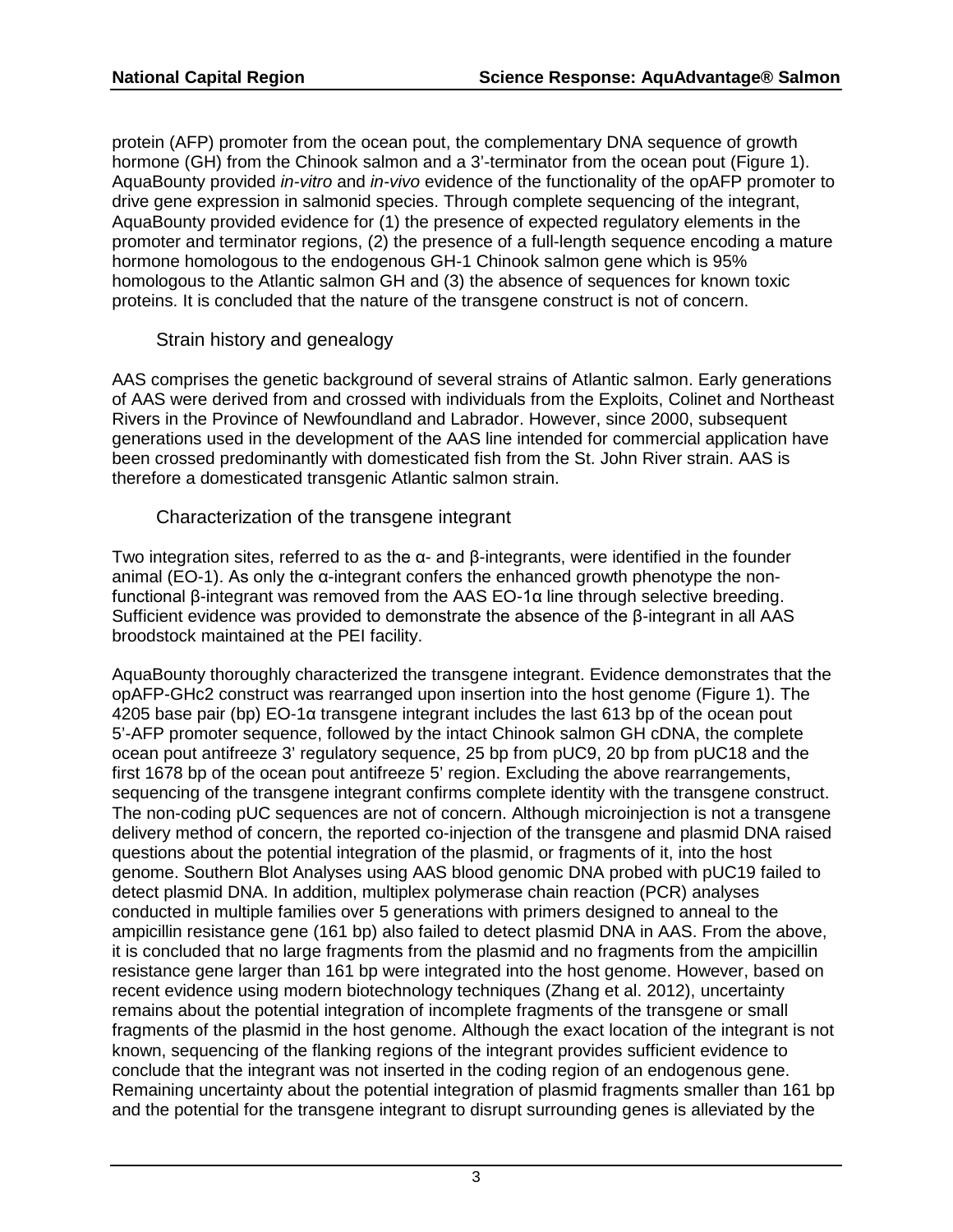protein (AFP) promoter from the ocean pout, the complementary DNA sequence of growth hormone (GH) from the Chinook salmon and a 3'-terminator from the ocean pout (Figure 1). AquaBounty provided *in-vitro* and *in-vivo* evidence of the functionality of the opAFP promoter to drive gene expression in salmonid species. Through complete sequencing of the integrant, AquaBounty provided evidence for (1) the presence of expected regulatory elements in the promoter and terminator regions, (2) the presence of a full-length sequence encoding a mature hormone homologous to the endogenous GH-1 Chinook salmon gene which is 95% homologous to the Atlantic salmon GH and (3) the absence of sequences for known toxic proteins. It is concluded that the nature of the transgene construct is not of concern.

### Strain history and genealogy

AAS comprises the genetic background of several strains of Atlantic salmon. Early generations of AAS were derived from and crossed with individuals from the Exploits, Colinet and Northeast Rivers in the Province of Newfoundland and Labrador. However, since 2000, subsequent generations used in the development of the AAS line intended for commercial application have been crossed predominantly with domesticated fish from the St. John River strain. AAS is therefore a domesticated transgenic Atlantic salmon strain.

### Characterization of the transgene integrant

Two integration sites, referred to as the α- and β-integrants, were identified in the founder animal (EO-1). As only the α-integrant confers the enhanced growth phenotype the non-functional β-integrant was removed from the AAS EO-1α line through selective breeding. Sufficient evidence was provided to demonstrate the absence of the β-integrant in all AAS broodstock maintained at the PEI facility.

AquaBounty thoroughly characterized the transgene integrant. Evidence demonstrates that the opAFP-GHc2 construct was rearranged upon insertion into the host genome (Figure 1). The 4205 base pair (bp) EO-1α transgene integrant includes the last 613 bp of the ocean pout 5'-AFP promoter sequence, followed by the intact Chinook salmon GH cDNA, the complete ocean pout antifreeze 3' regulatory sequence, 25 bp from pUC9, 20 bp from pUC18 and the first 1678 bp of the ocean pout antifreeze 5' region. Excluding the above rearrangements, sequencing of the transgene integrant confirms complete identity with the transgene construct. The non-coding pUC sequences are not of concern. Although microinjection is not a transgene delivery method of concern, the reported co-injection of the transgene and plasmid DNA raised questions about the potential integration of the plasmid, or fragments of it, into the host genome. Southern Blot Analyses using AAS blood genomic DNA probed with pUC19 failed to detect plasmid DNA. In addition, multiplex polymerase chain reaction (PCR) analyses conducted in multiple families over 5 generations with primers designed to anneal to the ampicillin resistance gene (161 bp) also failed to detect plasmid DNA in AAS. From the above, it is concluded that no large fragments from the plasmid and no fragments from the ampicillin resistance gene larger than 161 bp were integrated into the host genome. However, based on recent evidence using modern biotechnology techniques (Zhang et al. 2012), uncertainty remains about the potential integration of incomplete fragments of the transgene or small fragments of the plasmid in the host genome. Although the exact location of the integrant is not known, sequencing of the flanking regions of the integrant provides sufficient evidence to conclude that the integrant was not inserted in the coding region of an endogenous gene. Remaining uncertainty about the potential integration of plasmid fragments smaller than 161 bp and the potential for the transgene integrant to disrupt surrounding genes is alleviated by the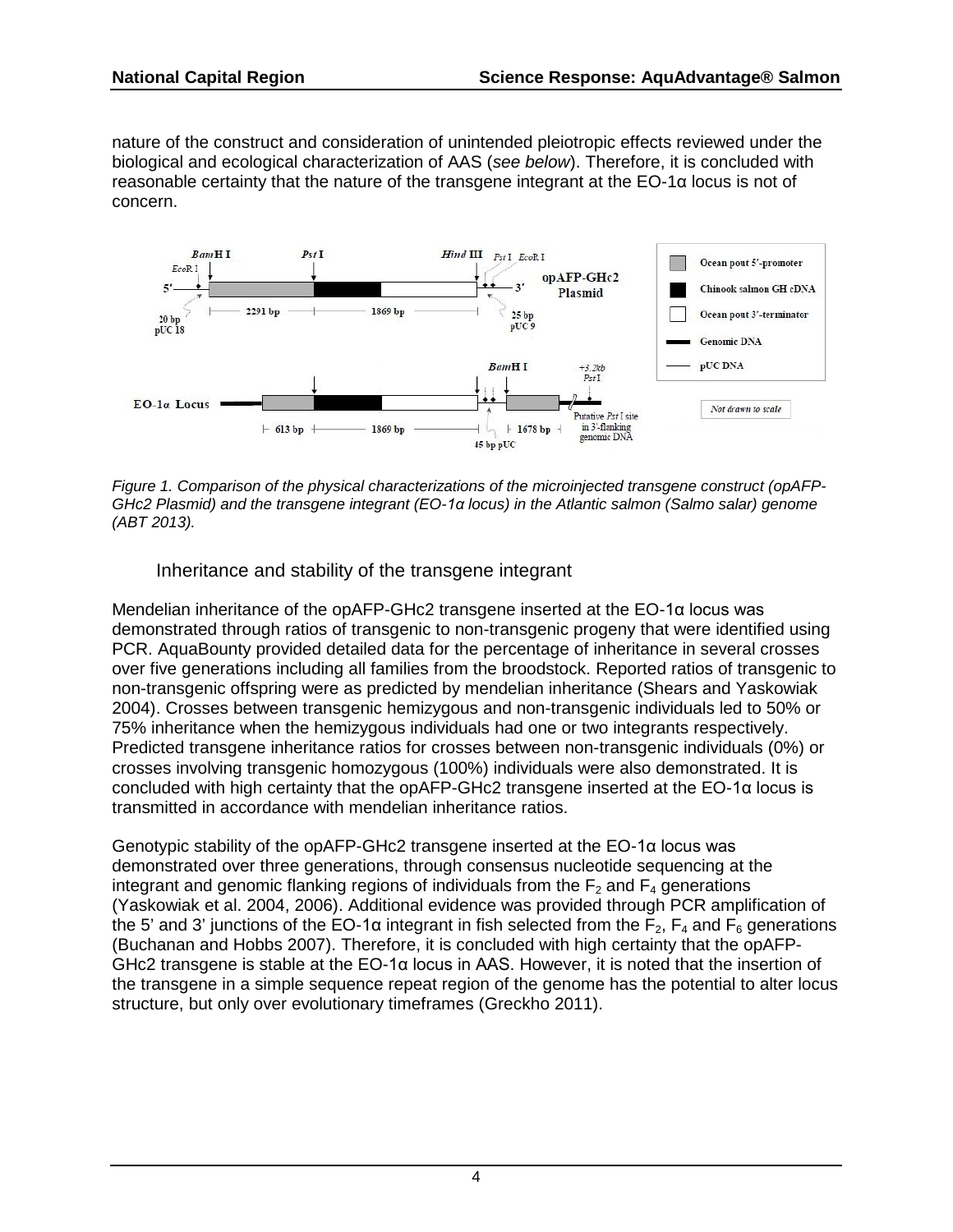nature of the construct and consideration of unintended pleiotropic effects reviewed under the biological and ecological characterization of AAS (*see below*). Therefore, it is concluded with reasonable certainty that the nature of the transgene integrant at the EO-1α locus is not of concern.

*Figure 1. Comparison of the physical characterizations of the microinjected transgene construct (opAFP-GHc2 Plasmid) and the transgene integrant (EO-1α locus) in the Atlantic salmon (Salmo salar) genome (ABT 2013).*

### Inheritance and stability of the transgene integrant

Mendelian inheritance of the opAFP-GHc2 transgene inserted at the EO-1α locus was demonstrated through ratios of transgenic to non-transgenic progeny that were identified using PCR. AquaBounty provided detailed data for the percentage of inheritance in several crosses over five generations including all families from the broodstock. Reported ratios of transgenic to non-transgenic offspring were as predicted by mendelian inheritance (Shears and Yaskowiak 2004). Crosses between transgenic hemizygous and non-transgenic individuals led to 50% or 75% inheritance when the hemizygous individuals had one or two integrants respectively. Predicted transgene inheritance ratios for crosses between non-transgenic individuals (0%) or crosses involving transgenic homozygous (100%) individuals were also demonstrated. It is concluded with high certainty that the opAFP-GHc2 transgene inserted at the EO-1α locus is transmitted in accordance with mendelian inheritance ratios.

Genotypic stability of the opAFP-GHc2 transgene inserted at the EO-1α locus was demonstrated over three generations, through consensus nucleotide sequencing at the integrant and genomic flanking regions of individuals from the $F_2$ and $F_4$ generations (Yaskowiak et al. 2004, 2006). Additional evidence was provided through PCR amplification of the 5' and 3' junctions of the EO-1α integrant in fish selected from the $F_2$, $F_4$ and $F_6$ generations (Buchanan and Hobbs 2007). Therefore, it is concluded with high certainty that the opAFP-GHc2 transgene is stable at the EO-1α locus in AAS. However, it is noted that the insertion of the transgene in a simple sequence repeat region of the genome has the potential to alter locus structure, but only over evolutionary timeframes (Greckho 2011).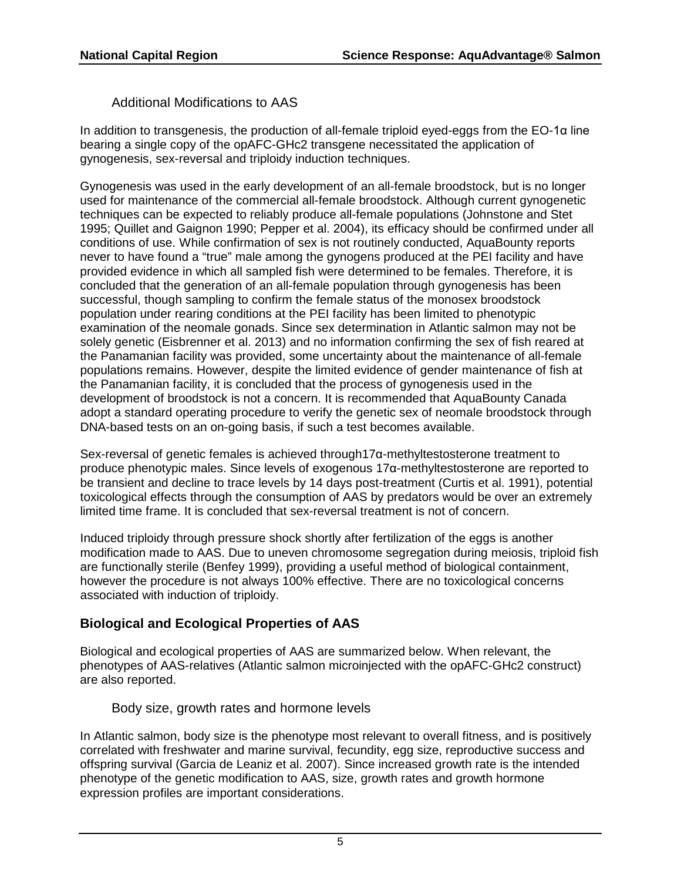### Additional Modifications to AAS

In addition to transgenesis, the production of all-female triploid eyed-eggs from the EO-1α line bearing a single copy of the opAFC-GHc2 transgene necessitated the application of gynogenesis, sex-reversal and triploidy induction techniques.

Gynogenesis was used in the early development of an all-female broodstock, but is no longer used for maintenance of the commercial all-female broodstock. Although current gynogenetic techniques can be expected to reliably produce all-female populations (Johnstone and Stet 1995; Quillet and Gaignon 1990; Pepper et al. 2004), its efficacy should be confirmed under all conditions of use. While confirmation of sex is not routinely conducted, AquaBounty reports never to have found a "true" male among the gynogens produced at the PEI facility and have provided evidence in which all sampled fish were determined to be females. Therefore, it is concluded that the generation of an all-female population through gynogenesis has been successful, though sampling to confirm the female status of the monosex broodstock population under rearing conditions at the PEI facility has been limited to phenotypic examination of the neomale gonads. Since sex determination in Atlantic salmon may not be solely genetic (Eisbrenner et al. 2013) and no information confirming the sex of fish reared at the Panamanian facility was provided, some uncertainty about the maintenance of all-female populations remains. However, despite the limited evidence of gender maintenance of fish at the Panamanian facility, it is concluded that the process of gynogenesis used in the development of broodstock is not a concern. It is recommended that AquaBounty Canada adopt a standard operating procedure to verify the genetic sex of neomale broodstock through DNA-based tests on an on-going basis, if such a test becomes available.

Sex-reversal of genetic females is achieved through17α-methyltestosterone treatment to produce phenotypic males. Since levels of exogenous 17α-methyltestosterone are reported to be transient and decline to trace levels by 14 days post-treatment (Curtis et al. 1991), potential toxicological effects through the consumption of AAS by predators would be over an extremely limited time frame. It is concluded that sex-reversal treatment is not of concern.

Induced triploidy through pressure shock shortly after fertilization of the eggs is another modification made to AAS. Due to uneven chromosome segregation during meiosis, triploid fish are functionally sterile (Benfey 1999), providing a useful method of biological containment, however the procedure is not always 100% effective. There are no toxicological concerns associated with induction of triploidy.

## Biological and Ecological Properties of AAS

Biological and ecological properties of AAS are summarized below. When relevant, the phenotypes of AAS-relatives (Atlantic salmon microinjected with the opAFC-GHc2 construct) are also reported.

### Body size, growth rates and hormone levels

In Atlantic salmon, body size is the phenotype most relevant to overall fitness, and is positively correlated with freshwater and marine survival, fecundity, egg size, reproductive success and offspring survival (Garcia de Leaniz et al. 2007). Since increased growth rate is the intended phenotype of the genetic modification to AAS, size, growth rates and growth hormone expression profiles are important considerations.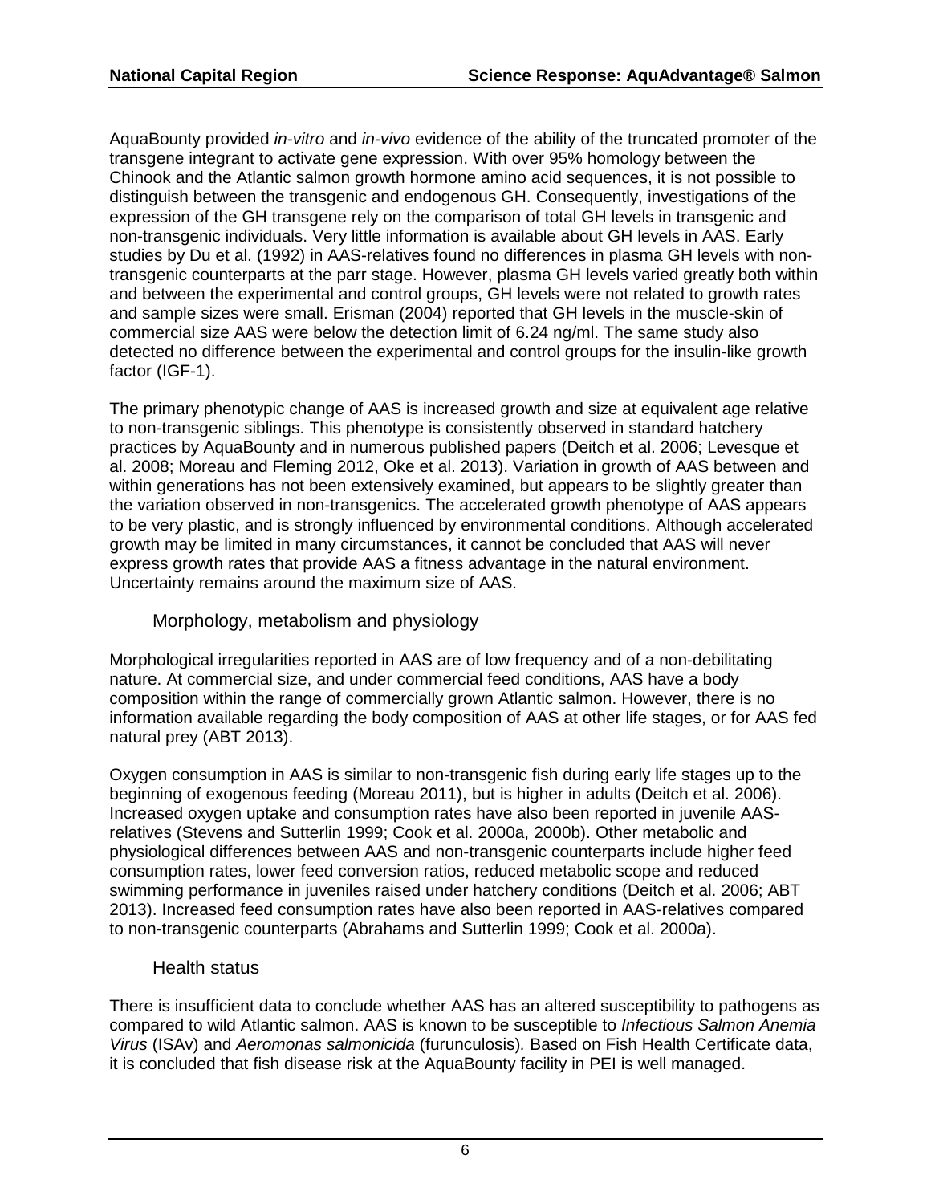AquaBounty provided *in-vitro* and *in-vivo* evidence of the ability of the truncated promoter of the transgene integrant to activate gene expression. With over 95% homology between the Chinook and the Atlantic salmon growth hormone amino acid sequences, it is not possible to distinguish between the transgenic and endogenous GH. Consequently, investigations of the expression of the GH transgene rely on the comparison of total GH levels in transgenic and non-transgenic individuals. Very little information is available about GH levels in AAS. Early studies by Du et al. (1992) in AAS-relatives found no differences in plasma GH levels with non-transgenic counterparts at the parr stage. However, plasma GH levels varied greatly both within and between the experimental and control groups, GH levels were not related to growth rates and sample sizes were small. Erisman (2004) reported that GH levels in the muscle-skin of commercial size AAS were below the detection limit of 6.24 ng/ml. The same study also detected no difference between the experimental and control groups for the insulin-like growth factor (IGF-1).

The primary phenotypic change of AAS is increased growth and size at equivalent age relative to non-transgenic siblings. This phenotype is consistently observed in standard hatchery practices by AquaBounty and in numerous published papers (Deitch et al. 2006; Levesque et al. 2008; Moreau and Fleming 2012, Oke et al. 2013). Variation in growth of AAS between and within generations has not been extensively examined, but appears to be slightly greater than the variation observed in non-transgenics. The accelerated growth phenotype of AAS appears to be very plastic, and is strongly influenced by environmental conditions. Although accelerated growth may be limited in many circumstances, it cannot be concluded that AAS will never express growth rates that provide AAS a fitness advantage in the natural environment. Uncertainty remains around the maximum size of AAS.

### Morphology, metabolism and physiology

Morphological irregularities reported in AAS are of low frequency and of a non-debilitating nature. At commercial size, and under commercial feed conditions, AAS have a body composition within the range of commercially grown Atlantic salmon. However, there is no information available regarding the body composition of AAS at other life stages, or for AAS fed natural prey (ABT 2013).

Oxygen consumption in AAS is similar to non-transgenic fish during early life stages up to the beginning of exogenous feeding (Moreau 2011), but is higher in adults (Deitch et al. 2006). Increased oxygen uptake and consumption rates have also been reported in juvenile AAS-relatives (Stevens and Sutterlin 1999; Cook et al. 2000a, 2000b). Other metabolic and physiological differences between AAS and non-transgenic counterparts include higher feed consumption rates, lower feed conversion ratios, reduced metabolic scope and reduced swimming performance in juveniles raised under hatchery conditions (Deitch et al. 2006; ABT 2013). Increased feed consumption rates have also been reported in AAS-relatives compared to non-transgenic counterparts (Abrahams and Sutterlin 1999; Cook et al. 2000a).

### Health status

There is insufficient data to conclude whether AAS has an altered susceptibility to pathogens as compared to wild Atlantic salmon. AAS is known to be susceptible to *Infectious Salmon Anemia Virus* (ISAv) and *Aeromonas salmonicida* (furunculosis)*.* Based on Fish Health Certificate data, it is concluded that fish disease risk at the AquaBounty facility in PEI is well managed.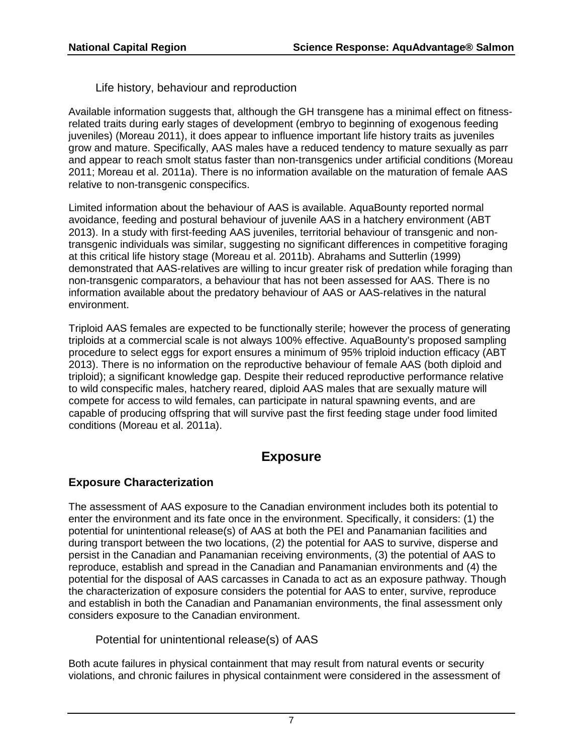### Life history, behaviour and reproduction

Available information suggests that, although the GH transgene has a minimal effect on fitness-related traits during early stages of development (embryo to beginning of exogenous feeding juveniles) (Moreau 2011), it does appear to influence important life history traits as juveniles grow and mature. Specifically, AAS males have a reduced tendency to mature sexually as parr and appear to reach smolt status faster than non-transgenics under artificial conditions (Moreau 2011; Moreau et al. 2011a). There is no information available on the maturation of female AAS relative to non-transgenic conspecifics.

Limited information about the behaviour of AAS is available. AquaBounty reported normal avoidance, feeding and postural behaviour of juvenile AAS in a hatchery environment (ABT 2013). In a study with first-feeding AAS juveniles, territorial behaviour of transgenic and non-transgenic individuals was similar, suggesting no significant differences in competitive foraging at this critical life history stage (Moreau et al. 2011b). Abrahams and Sutterlin (1999) demonstrated that AAS-relatives are willing to incur greater risk of predation while foraging than non-transgenic comparators, a behaviour that has not been assessed for AAS. There is no information available about the predatory behaviour of AAS or AAS-relatives in the natural environment.

Triploid AAS females are expected to be functionally sterile; however the process of generating triploids at a commercial scale is not always 100% effective. AquaBounty's proposed sampling procedure to select eggs for export ensures a minimum of 95% triploid induction efficacy (ABT 2013). There is no information on the reproductive behaviour of female AAS (both diploid and triploid); a significant knowledge gap. Despite their reduced reproductive performance relative to wild conspecific males, hatchery reared, diploid AAS males that are sexually mature will compete for access to wild females, can participate in natural spawning events, and are capable of producing offspring that will survive past the first feeding stage under food limited conditions (Moreau et al. 2011a).

# Exposure

## Exposure Characterization

The assessment of AAS exposure to the Canadian environment includes both its potential to enter the environment and its fate once in the environment. Specifically, it considers: (1) the potential for unintentional release(s) of AAS at both the PEI and Panamanian facilities and during transport between the two locations, (2) the potential for AAS to survive, disperse and persist in the Canadian and Panamanian receiving environments, (3) the potential of AAS to reproduce, establish and spread in the Canadian and Panamanian environments and (4) the potential for the disposal of AAS carcasses in Canada to act as an exposure pathway. Though the characterization of exposure considers the potential for AAS to enter, survive, reproduce and establish in both the Canadian and Panamanian environments, the final assessment only considers exposure to the Canadian environment.

### Potential for unintentional release(s) of AAS

Both acute failures in physical containment that may result from natural events or security violations, and chronic failures in physical containment were considered in the assessment of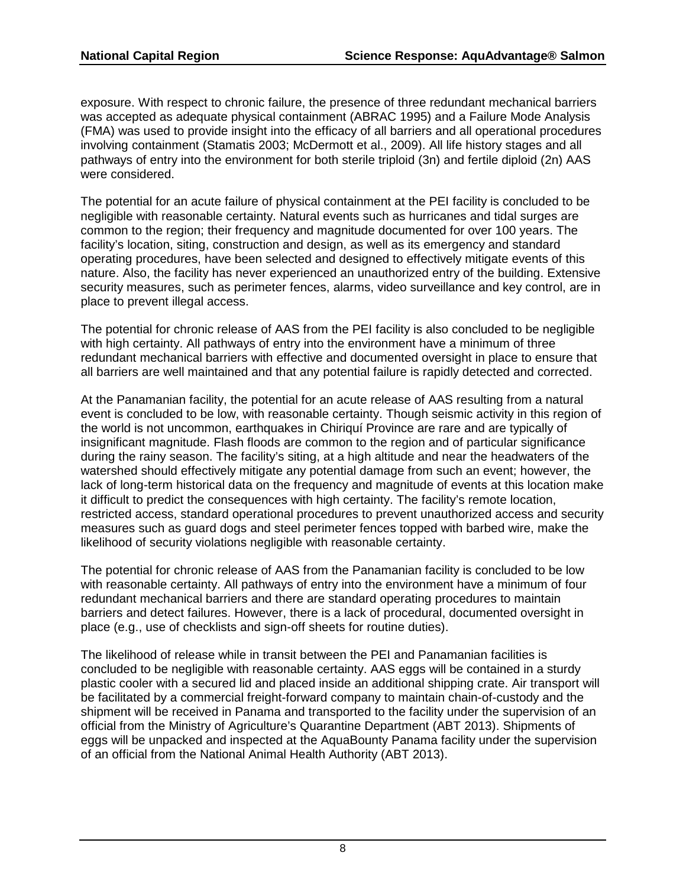exposure. With respect to chronic failure, the presence of three redundant mechanical barriers was accepted as adequate physical containment (ABRAC 1995) and a Failure Mode Analysis (FMA) was used to provide insight into the efficacy of all barriers and all operational procedures involving containment (Stamatis 2003; McDermott et al., 2009). All life history stages and all pathways of entry into the environment for both sterile triploid (3n) and fertile diploid (2n) AAS were considered.

The potential for an acute failure of physical containment at the PEI facility is concluded to be negligible with reasonable certainty. Natural events such as hurricanes and tidal surges are common to the region; their frequency and magnitude documented for over 100 years. The facility's location, siting, construction and design, as well as its emergency and standard operating procedures, have been selected and designed to effectively mitigate events of this nature. Also, the facility has never experienced an unauthorized entry of the building. Extensive security measures, such as perimeter fences, alarms, video surveillance and key control, are in place to prevent illegal access.

The potential for chronic release of AAS from the PEI facility is also concluded to be negligible with high certainty. All pathways of entry into the environment have a minimum of three redundant mechanical barriers with effective and documented oversight in place to ensure that all barriers are well maintained and that any potential failure is rapidly detected and corrected.

At the Panamanian facility, the potential for an acute release of AAS resulting from a natural event is concluded to be low, with reasonable certainty. Though seismic activity in this region of the world is not uncommon, earthquakes in Chiriquí Province are rare and are typically of insignificant magnitude. Flash floods are common to the region and of particular significance during the rainy season. The facility's siting, at a high altitude and near the headwaters of the watershed should effectively mitigate any potential damage from such an event; however, the lack of long-term historical data on the frequency and magnitude of events at this location make it difficult to predict the consequences with high certainty. The facility's remote location, restricted access, standard operational procedures to prevent unauthorized access and security measures such as guard dogs and steel perimeter fences topped with barbed wire, make the likelihood of security violations negligible with reasonable certainty.

The potential for chronic release of AAS from the Panamanian facility is concluded to be low with reasonable certainty. All pathways of entry into the environment have a minimum of four redundant mechanical barriers and there are standard operating procedures to maintain barriers and detect failures. However, there is a lack of procedural, documented oversight in place (e.g., use of checklists and sign-off sheets for routine duties).

The likelihood of release while in transit between the PEI and Panamanian facilities is concluded to be negligible with reasonable certainty. AAS eggs will be contained in a sturdy plastic cooler with a secured lid and placed inside an additional shipping crate. Air transport will be facilitated by a commercial freight-forward company to maintain chain-of-custody and the shipment will be received in Panama and transported to the facility under the supervision of an official from the Ministry of Agriculture's Quarantine Department (ABT 2013). Shipments of eggs will be unpacked and inspected at the AquaBounty Panama facility under the supervision of an official from the National Animal Health Authority (ABT 2013).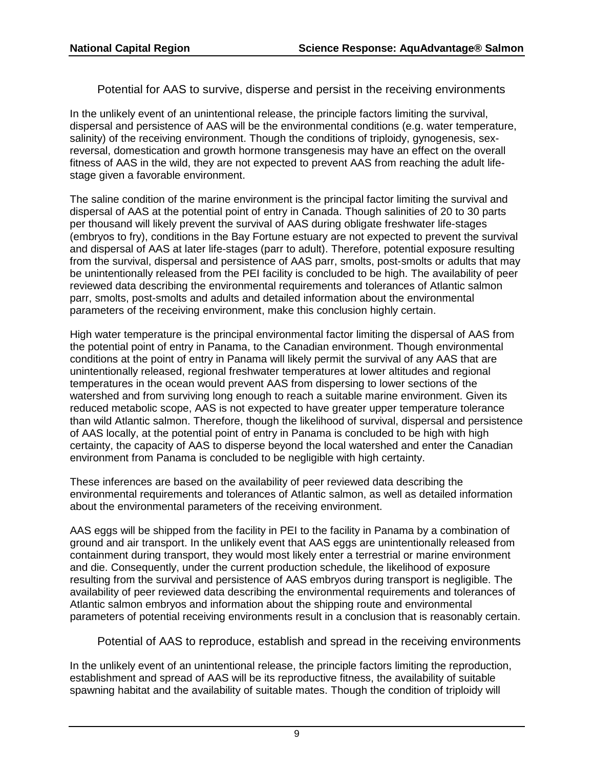### Potential for AAS to survive, disperse and persist in the receiving environments

In the unlikely event of an unintentional release, the principle factors limiting the survival, dispersal and persistence of AAS will be the environmental conditions (e.g. water temperature, salinity) of the receiving environment. Though the conditions of triploidy, gynogenesis, sex-reversal, domestication and growth hormone transgenesis may have an effect on the overall fitness of AAS in the wild, they are not expected to prevent AAS from reaching the adult life-stage given a favorable environment.

The saline condition of the marine environment is the principal factor limiting the survival and dispersal of AAS at the potential point of entry in Canada. Though salinities of 20 to 30 parts per thousand will likely prevent the survival of AAS during obligate freshwater life-stages (embryos to fry), conditions in the Bay Fortune estuary are not expected to prevent the survival and dispersal of AAS at later life-stages (parr to adult). Therefore, potential exposure resulting from the survival, dispersal and persistence of AAS parr, smolts, post-smolts or adults that may be unintentionally released from the PEI facility is concluded to be high. The availability of peer reviewed data describing the environmental requirements and tolerances of Atlantic salmon parr, smolts, post-smolts and adults and detailed information about the environmental parameters of the receiving environment, make this conclusion highly certain.

High water temperature is the principal environmental factor limiting the dispersal of AAS from the potential point of entry in Panama, to the Canadian environment. Though environmental conditions at the point of entry in Panama will likely permit the survival of any AAS that are unintentionally released, regional freshwater temperatures at lower altitudes and regional temperatures in the ocean would prevent AAS from dispersing to lower sections of the watershed and from surviving long enough to reach a suitable marine environment. Given its reduced metabolic scope, AAS is not expected to have greater upper temperature tolerance than wild Atlantic salmon. Therefore, though the likelihood of survival, dispersal and persistence of AAS locally, at the potential point of entry in Panama is concluded to be high with high certainty, the capacity of AAS to disperse beyond the local watershed and enter the Canadian environment from Panama is concluded to be negligible with high certainty.

These inferences are based on the availability of peer reviewed data describing the environmental requirements and tolerances of Atlantic salmon, as well as detailed information about the environmental parameters of the receiving environment.

AAS eggs will be shipped from the facility in PEI to the facility in Panama by a combination of ground and air transport. In the unlikely event that AAS eggs are unintentionally released from containment during transport, they would most likely enter a terrestrial or marine environment and die. Consequently, under the current production schedule, the likelihood of exposure resulting from the survival and persistence of AAS embryos during transport is negligible. The availability of peer reviewed data describing the environmental requirements and tolerances of Atlantic salmon embryos and information about the shipping route and environmental parameters of potential receiving environments result in a conclusion that is reasonably certain.

### Potential of AAS to reproduce, establish and spread in the receiving environments

In the unlikely event of an unintentional release, the principle factors limiting the reproduction, establishment and spread of AAS will be its reproductive fitness, the availability of suitable spawning habitat and the availability of suitable mates. Though the condition of triploidy will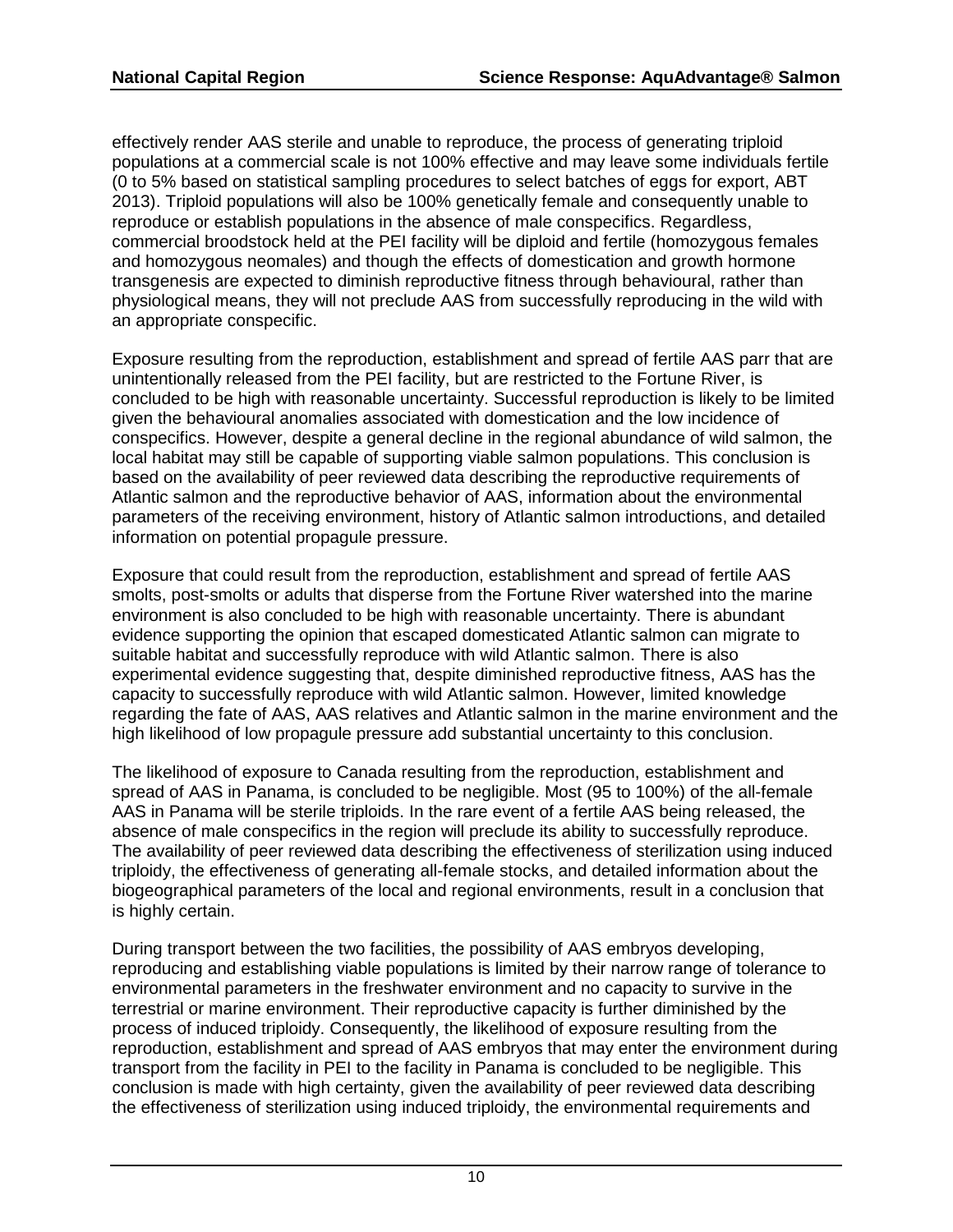effectively render AAS sterile and unable to reproduce, the process of generating triploid populations at a commercial scale is not 100% effective and may leave some individuals fertile (0 to 5% based on statistical sampling procedures to select batches of eggs for export, ABT 2013). Triploid populations will also be 100% genetically female and consequently unable to reproduce or establish populations in the absence of male conspecifics. Regardless, commercial broodstock held at the PEI facility will be diploid and fertile (homozygous females and homozygous neomales) and though the effects of domestication and growth hormone transgenesis are expected to diminish reproductive fitness through behavioural, rather than physiological means, they will not preclude AAS from successfully reproducing in the wild with an appropriate conspecific.

Exposure resulting from the reproduction, establishment and spread of fertile AAS parr that are unintentionally released from the PEI facility, but are restricted to the Fortune River, is concluded to be high with reasonable uncertainty. Successful reproduction is likely to be limited given the behavioural anomalies associated with domestication and the low incidence of conspecifics. However, despite a general decline in the regional abundance of wild salmon, the local habitat may still be capable of supporting viable salmon populations. This conclusion is based on the availability of peer reviewed data describing the reproductive requirements of Atlantic salmon and the reproductive behavior of AAS, information about the environmental parameters of the receiving environment, history of Atlantic salmon introductions, and detailed information on potential propagule pressure.

Exposure that could result from the reproduction, establishment and spread of fertile AAS smolts, post-smolts or adults that disperse from the Fortune River watershed into the marine environment is also concluded to be high with reasonable uncertainty. There is abundant evidence supporting the opinion that escaped domesticated Atlantic salmon can migrate to suitable habitat and successfully reproduce with wild Atlantic salmon. There is also experimental evidence suggesting that, despite diminished reproductive fitness, AAS has the capacity to successfully reproduce with wild Atlantic salmon. However, limited knowledge regarding the fate of AAS, AAS relatives and Atlantic salmon in the marine environment and the high likelihood of low propagule pressure add substantial uncertainty to this conclusion.

The likelihood of exposure to Canada resulting from the reproduction, establishment and spread of AAS in Panama, is concluded to be negligible. Most (95 to 100%) of the all-female AAS in Panama will be sterile triploids. In the rare event of a fertile AAS being released, the absence of male conspecifics in the region will preclude its ability to successfully reproduce. The availability of peer reviewed data describing the effectiveness of sterilization using induced triploidy, the effectiveness of generating all-female stocks, and detailed information about the biogeographical parameters of the local and regional environments, result in a conclusion that is highly certain.

During transport between the two facilities, the possibility of AAS embryos developing, reproducing and establishing viable populations is limited by their narrow range of tolerance to environmental parameters in the freshwater environment and no capacity to survive in the terrestrial or marine environment. Their reproductive capacity is further diminished by the process of induced triploidy. Consequently, the likelihood of exposure resulting from the reproduction, establishment and spread of AAS embryos that may enter the environment during transport from the facility in PEI to the facility in Panama is concluded to be negligible. This conclusion is made with high certainty, given the availability of peer reviewed data describing the effectiveness of sterilization using induced triploidy, the environmental requirements and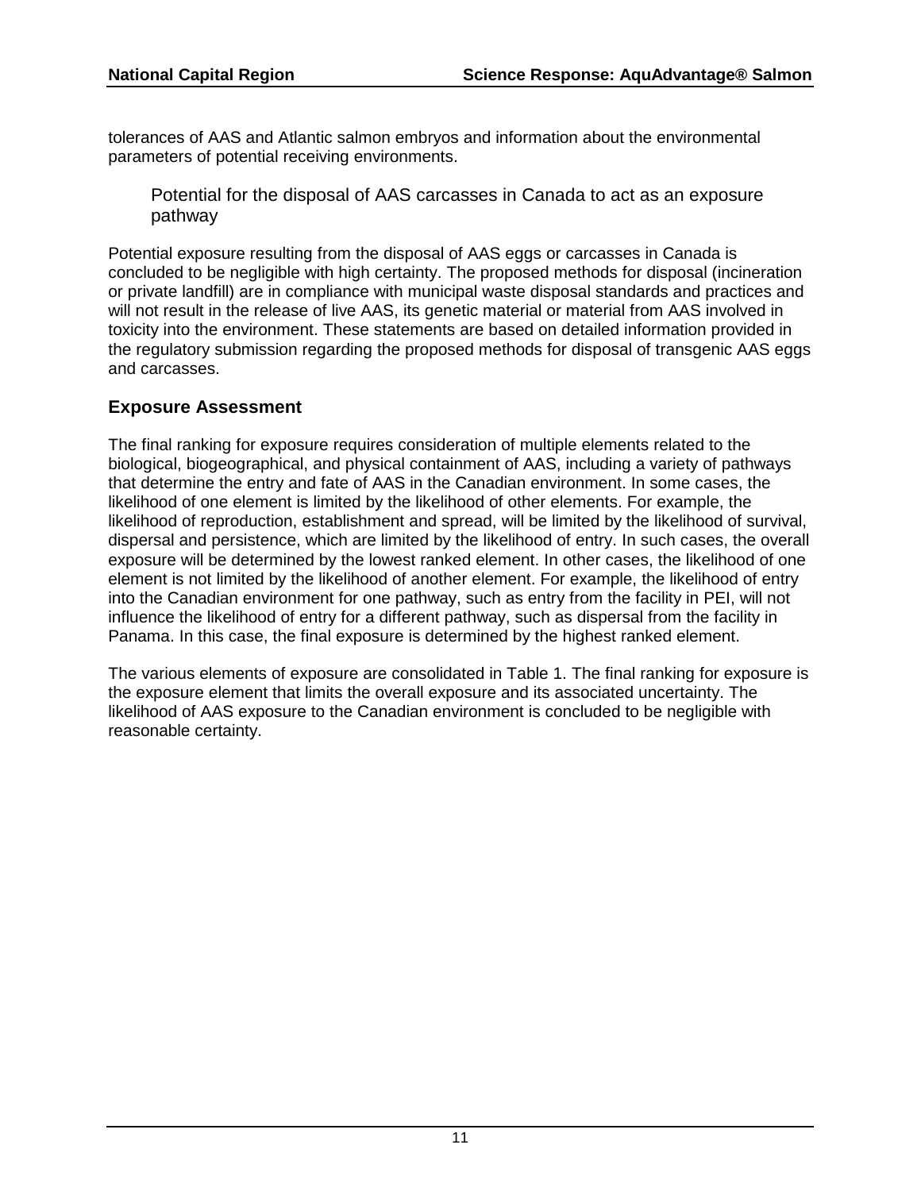tolerances of AAS and Atlantic salmon embryos and information about the environmental parameters of potential receiving environments.

### Potential for the disposal of AAS carcasses in Canada to act as an exposure pathway

Potential exposure resulting from the disposal of AAS eggs or carcasses in Canada is concluded to be negligible with high certainty. The proposed methods for disposal (incineration or private landfill) are in compliance with municipal waste disposal standards and practices and will not result in the release of live AAS, its genetic material or material from AAS involved in toxicity into the environment. These statements are based on detailed information provided in the regulatory submission regarding the proposed methods for disposal of transgenic AAS eggs and carcasses.

## Exposure Assessment

The final ranking for exposure requires consideration of multiple elements related to the biological, biogeographical, and physical containment of AAS, including a variety of pathways that determine the entry and fate of AAS in the Canadian environment. In some cases, the likelihood of one element is limited by the likelihood of other elements. For example, the likelihood of reproduction, establishment and spread, will be limited by the likelihood of survival, dispersal and persistence, which are limited by the likelihood of entry. In such cases, the overall exposure will be determined by the lowest ranked element. In other cases, the likelihood of one element is not limited by the likelihood of another element. For example, the likelihood of entry into the Canadian environment for one pathway, such as entry from the facility in PEI, will not influence the likelihood of entry for a different pathway, such as dispersal from the facility in Panama. In this case, the final exposure is determined by the highest ranked element.

The various elements of exposure are consolidated in Table 1. The final ranking for exposure is the exposure element that limits the overall exposure and its associated uncertainty. The likelihood of AAS exposure to the Canadian environment is concluded to be negligible with reasonable certainty.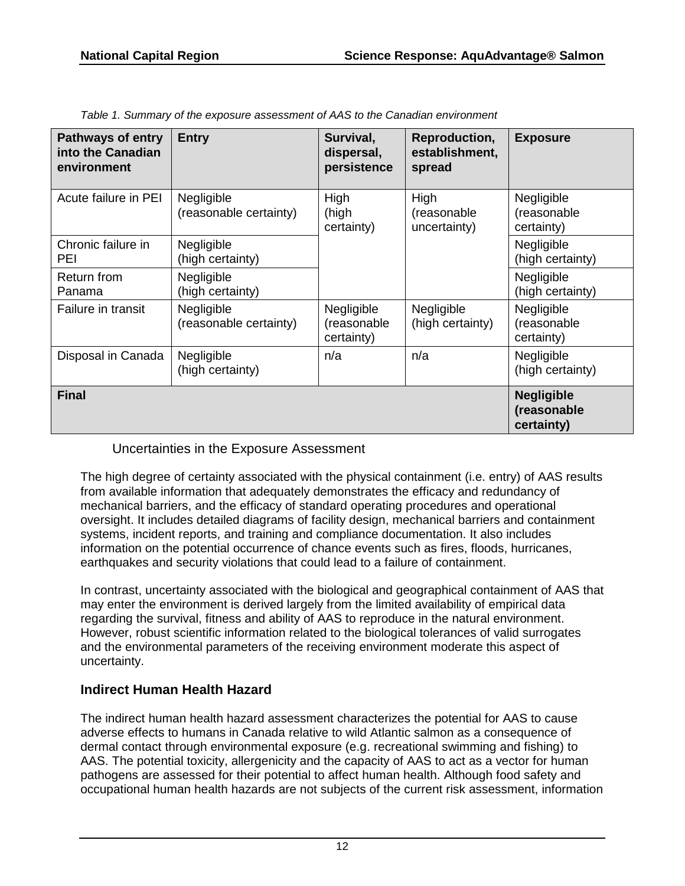*Table 1. Summary of the exposure assessment of AAS to the Canadian environment*

| Pathways of entry into the Canadian environment | Entry | Survival, dispersal, persistence | Reproduction, establishment, spread | Exposure |
|---|---|---|---|---|
| Acute failure in PEI | Negligible (reasonable certainty) | High (high certainty) | High (reasonable uncertainty) | Negligible (reasonable certainty) |
| Chronic failure in PEI | Negligible (high certainty) | | | Negligible (high certainty) |
| Return from Panama | Negligible (high certainty) | | | Negligible (high certainty) |
| Failure in transit | Negligible (reasonable certainty) | Negligible (reasonable certainty) | Negligible (high certainty) | Negligible (reasonable certainty) |
| Disposal in Canada | Negligible (high certainty) | n/a | n/a | Negligible (high certainty) |
| **Final** | | | | **Negligible (reasonable certainty)** |

### Uncertainties in the Exposure Assessment

The high degree of certainty associated with the physical containment (i.e. entry) of AAS results from available information that adequately demonstrates the efficacy and redundancy of mechanical barriers, and the efficacy of standard operating procedures and operational oversight. It includes detailed diagrams of facility design, mechanical barriers and containment systems, incident reports, and training and compliance documentation. It also includes information on the potential occurrence of chance events such as fires, floods, hurricanes, earthquakes and security violations that could lead to a failure of containment.

In contrast, uncertainty associated with the biological and geographical containment of AAS that may enter the environment is derived largely from the limited availability of empirical data regarding the survival, fitness and ability of AAS to reproduce in the natural environment. However, robust scientific information related to the biological tolerances of valid surrogates and the environmental parameters of the receiving environment moderate this aspect of uncertainty.

## Indirect Human Health Hazard

The indirect human health hazard assessment characterizes the potential for AAS to cause adverse effects to humans in Canada relative to wild Atlantic salmon as a consequence of dermal contact through environmental exposure (e.g. recreational swimming and fishing) to AAS. The potential toxicity, allergenicity and the capacity of AAS to act as a vector for human pathogens are assessed for their potential to affect human health. Although food safety and occupational human health hazards are not subjects of the current risk assessment, information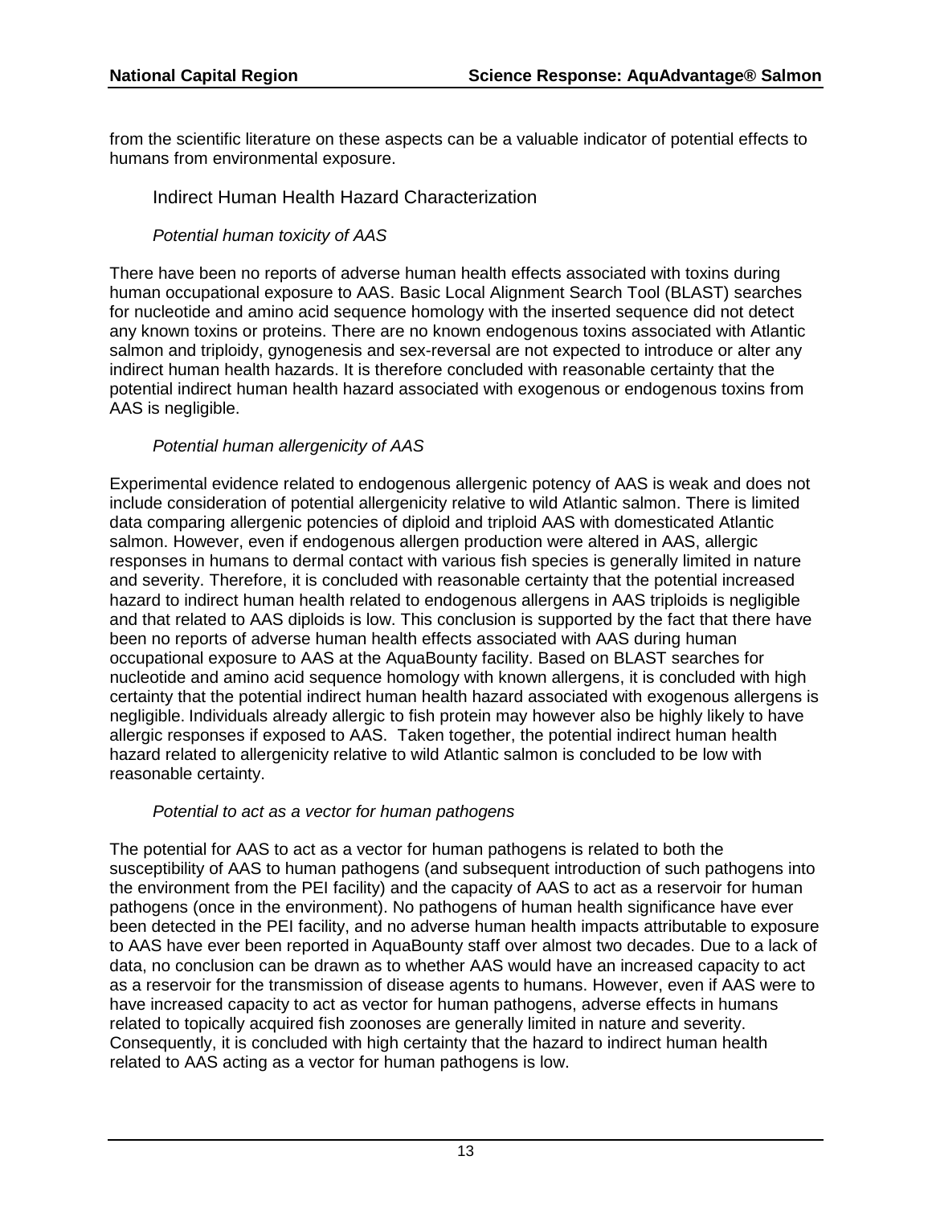from the scientific literature on these aspects can be a valuable indicator of potential effects to humans from environmental exposure.

### Indirect Human Health Hazard Characterization

#### *Potential human toxicity of AAS*

There have been no reports of adverse human health effects associated with toxins during human occupational exposure to AAS. Basic Local Alignment Search Tool (BLAST) searches for nucleotide and amino acid sequence homology with the inserted sequence did not detect any known toxins or proteins. There are no known endogenous toxins associated with Atlantic salmon and triploidy, gynogenesis and sex-reversal are not expected to introduce or alter any indirect human health hazards. It is therefore concluded with reasonable certainty that the potential indirect human health hazard associated with exogenous or endogenous toxins from AAS is negligible.

#### *Potential human allergenicity of AAS*

Experimental evidence related to endogenous allergenic potency of AAS is weak and does not include consideration of potential allergenicity relative to wild Atlantic salmon. There is limited data comparing allergenic potencies of diploid and triploid AAS with domesticated Atlantic salmon. However, even if endogenous allergen production were altered in AAS, allergic responses in humans to dermal contact with various fish species is generally limited in nature and severity. Therefore, it is concluded with reasonable certainty that the potential increased hazard to indirect human health related to endogenous allergens in AAS triploids is negligible and that related to AAS diploids is low. This conclusion is supported by the fact that there have been no reports of adverse human health effects associated with AAS during human occupational exposure to AAS at the AquaBounty facility. Based on BLAST searches for nucleotide and amino acid sequence homology with known allergens, it is concluded with high certainty that the potential indirect human health hazard associated with exogenous allergens is negligible. Individuals already allergic to fish protein may however also be highly likely to have allergic responses if exposed to AAS. Taken together, the potential indirect human health hazard related to allergenicity relative to wild Atlantic salmon is concluded to be low with reasonable certainty.

#### *Potential to act as a vector for human pathogens*

The potential for AAS to act as a vector for human pathogens is related to both the susceptibility of AAS to human pathogens (and subsequent introduction of such pathogens into the environment from the PEI facility) and the capacity of AAS to act as a reservoir for human pathogens (once in the environment). No pathogens of human health significance have ever been detected in the PEI facility, and no adverse human health impacts attributable to exposure to AAS have ever been reported in AquaBounty staff over almost two decades. Due to a lack of data, no conclusion can be drawn as to whether AAS would have an increased capacity to act as a reservoir for the transmission of disease agents to humans. However, even if AAS were to have increased capacity to act as vector for human pathogens, adverse effects in humans related to topically acquired fish zoonoses are generally limited in nature and severity. Consequently, it is concluded with high certainty that the hazard to indirect human health related to AAS acting as a vector for human pathogens is low.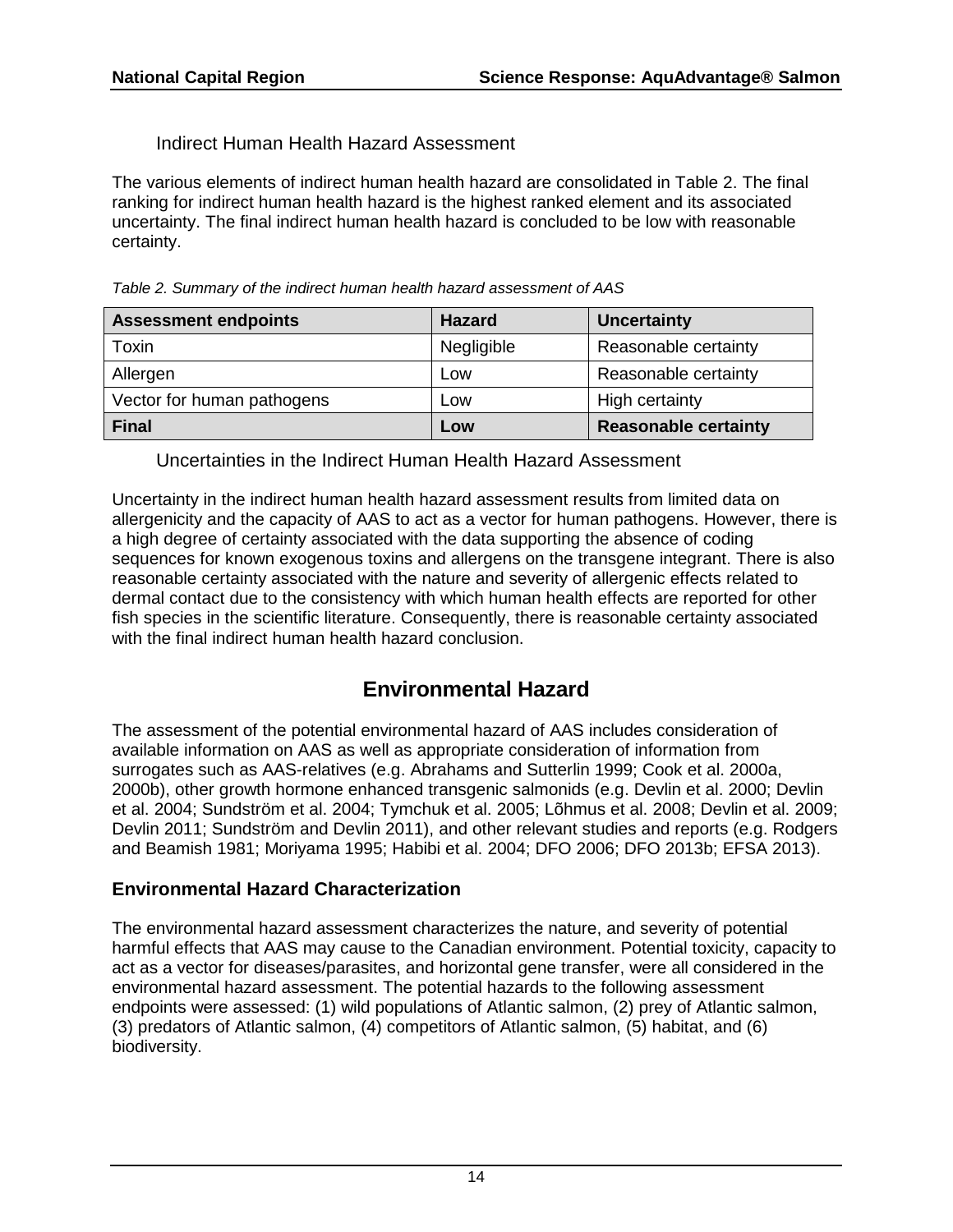### Indirect Human Health Hazard Assessment

The various elements of indirect human health hazard are consolidated in Table 2. The final ranking for indirect human health hazard is the highest ranked element and its associated uncertainty. The final indirect human health hazard is concluded to be low with reasonable certainty.

*Table 2. Summary of the indirect human health hazard assessment of AAS*

| Assessment endpoints | Hazard | Uncertainty |
| --- | --- | --- |
| Toxin | Negligible | Reasonable certainty |
| Allergen | Low | Reasonable certainty |
| Vector for human pathogens | Low | High certainty |
| **Final** | **Low** | **Reasonable certainty** |

### Uncertainties in the Indirect Human Health Hazard Assessment

Uncertainty in the indirect human health hazard assessment results from limited data on allergenicity and the capacity of AAS to act as a vector for human pathogens. However, there is a high degree of certainty associated with the data supporting the absence of coding sequences for known exogenous toxins and allergens on the transgene integrant. There is also reasonable certainty associated with the nature and severity of allergenic effects related to dermal contact due to the consistency with which human health effects are reported for other fish species in the scientific literature. Consequently, there is reasonable certainty associated with the final indirect human health hazard conclusion.

# Environmental Hazard

The assessment of the potential environmental hazard of AAS includes consideration of available information on AAS as well as appropriate consideration of information from surrogates such as AAS-relatives (e.g. Abrahams and Sutterlin 1999; Cook et al. 2000a, 2000b), other growth hormone enhanced transgenic salmonids (e.g. Devlin et al. 2000; Devlin et al. 2004; Sundström et al. 2004; Tymchuk et al. 2005; Lõhmus et al. 2008; Devlin et al. 2009; Devlin 2011; Sundström and Devlin 2011), and other relevant studies and reports (e.g. Rodgers and Beamish 1981; Moriyama 1995; Habibi et al. 2004; DFO 2006; DFO 2013b; EFSA 2013).

## Environmental Hazard Characterization

The environmental hazard assessment characterizes the nature, and severity of potential harmful effects that AAS may cause to the Canadian environment. Potential toxicity, capacity to act as a vector for diseases/parasites, and horizontal gene transfer, were all considered in the environmental hazard assessment. The potential hazards to the following assessment endpoints were assessed: (1) wild populations of Atlantic salmon, (2) prey of Atlantic salmon, (3) predators of Atlantic salmon, (4) competitors of Atlantic salmon, (5) habitat, and (6) biodiversity.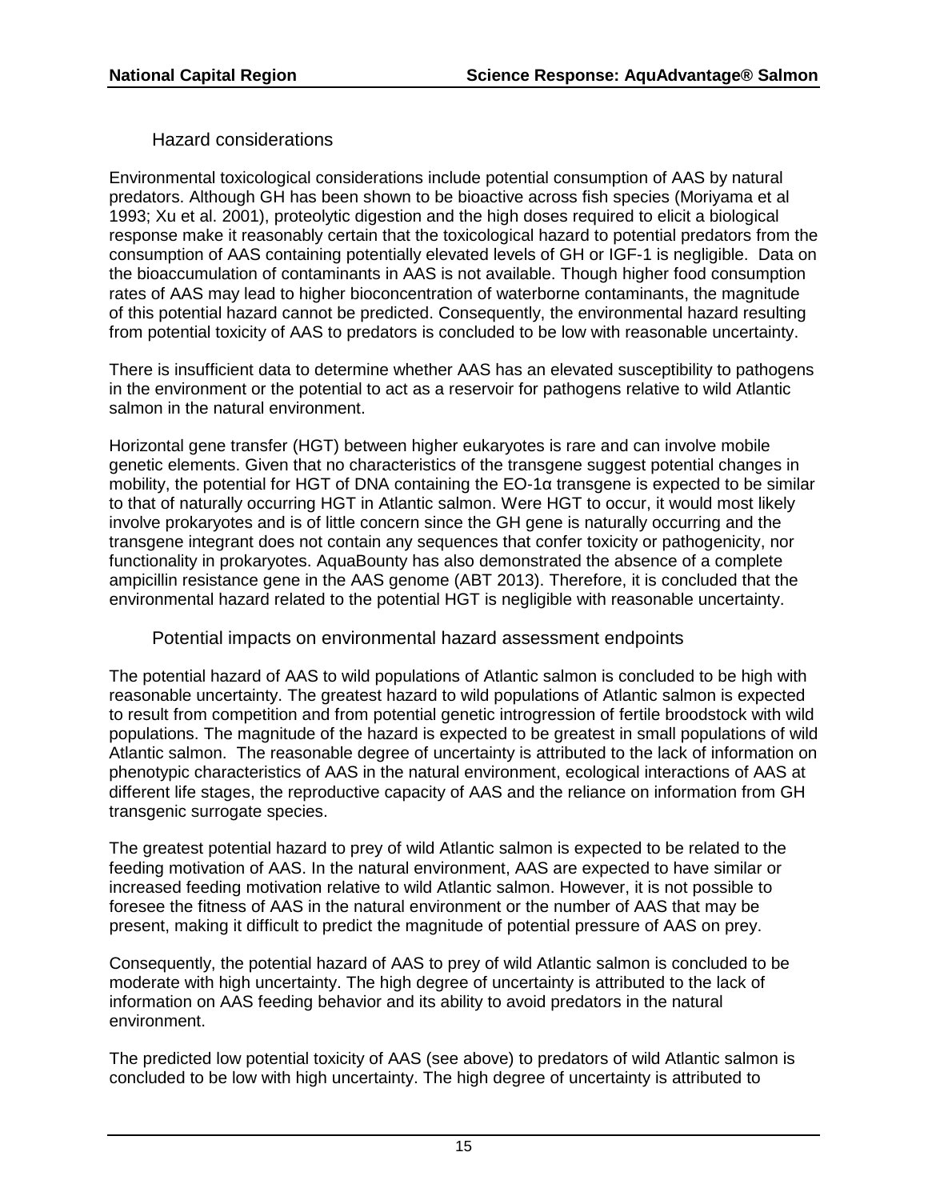### Hazard considerations

Environmental toxicological considerations include potential consumption of AAS by natural predators. Although GH has been shown to be bioactive across fish species (Moriyama et al 1993; Xu et al. 2001), proteolytic digestion and the high doses required to elicit a biological response make it reasonably certain that the toxicological hazard to potential predators from the consumption of AAS containing potentially elevated levels of GH or IGF-1 is negligible. Data on the bioaccumulation of contaminants in AAS is not available. Though higher food consumption rates of AAS may lead to higher bioconcentration of waterborne contaminants, the magnitude of this potential hazard cannot be predicted. Consequently, the environmental hazard resulting from potential toxicity of AAS to predators is concluded to be low with reasonable uncertainty.

There is insufficient data to determine whether AAS has an elevated susceptibility to pathogens in the environment or the potential to act as a reservoir for pathogens relative to wild Atlantic salmon in the natural environment.

Horizontal gene transfer (HGT) between higher eukaryotes is rare and can involve mobile genetic elements. Given that no characteristics of the transgene suggest potential changes in mobility, the potential for HGT of DNA containing the EO-1α transgene is expected to be similar to that of naturally occurring HGT in Atlantic salmon. Were HGT to occur, it would most likely involve prokaryotes and is of little concern since the GH gene is naturally occurring and the transgene integrant does not contain any sequences that confer toxicity or pathogenicity, nor functionality in prokaryotes. AquaBounty has also demonstrated the absence of a complete ampicillin resistance gene in the AAS genome (ABT 2013). Therefore, it is concluded that the environmental hazard related to the potential HGT is negligible with reasonable uncertainty.

### Potential impacts on environmental hazard assessment endpoints

The potential hazard of AAS to wild populations of Atlantic salmon is concluded to be high with reasonable uncertainty. The greatest hazard to wild populations of Atlantic salmon is expected to result from competition and from potential genetic introgression of fertile broodstock with wild populations. The magnitude of the hazard is expected to be greatest in small populations of wild Atlantic salmon. The reasonable degree of uncertainty is attributed to the lack of information on phenotypic characteristics of AAS in the natural environment, ecological interactions of AAS at different life stages, the reproductive capacity of AAS and the reliance on information from GH transgenic surrogate species.

The greatest potential hazard to prey of wild Atlantic salmon is expected to be related to the feeding motivation of AAS. In the natural environment, AAS are expected to have similar or increased feeding motivation relative to wild Atlantic salmon. However, it is not possible to foresee the fitness of AAS in the natural environment or the number of AAS that may be present, making it difficult to predict the magnitude of potential pressure of AAS on prey.

Consequently, the potential hazard of AAS to prey of wild Atlantic salmon is concluded to be moderate with high uncertainty. The high degree of uncertainty is attributed to the lack of information on AAS feeding behavior and its ability to avoid predators in the natural environment.

The predicted low potential toxicity of AAS (see above) to predators of wild Atlantic salmon is concluded to be low with high uncertainty. The high degree of uncertainty is attributed to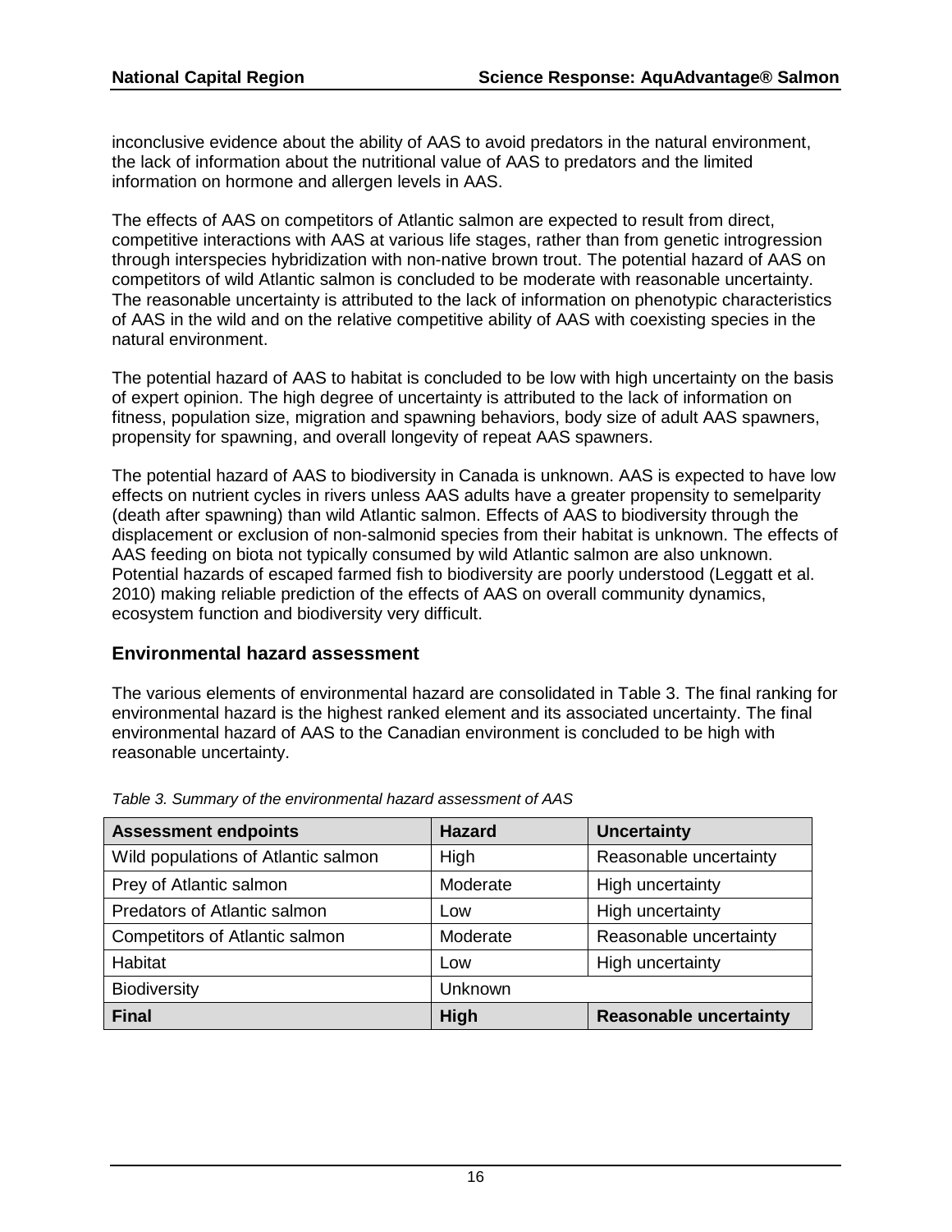inconclusive evidence about the ability of AAS to avoid predators in the natural environment, the lack of information about the nutritional value of AAS to predators and the limited information on hormone and allergen levels in AAS.

The effects of AAS on competitors of Atlantic salmon are expected to result from direct, competitive interactions with AAS at various life stages, rather than from genetic introgression through interspecies hybridization with non-native brown trout. The potential hazard of AAS on competitors of wild Atlantic salmon is concluded to be moderate with reasonable uncertainty. The reasonable uncertainty is attributed to the lack of information on phenotypic characteristics of AAS in the wild and on the relative competitive ability of AAS with coexisting species in the natural environment.

The potential hazard of AAS to habitat is concluded to be low with high uncertainty on the basis of expert opinion. The high degree of uncertainty is attributed to the lack of information on fitness, population size, migration and spawning behaviors, body size of adult AAS spawners, propensity for spawning, and overall longevity of repeat AAS spawners.

The potential hazard of AAS to biodiversity in Canada is unknown. AAS is expected to have low effects on nutrient cycles in rivers unless AAS adults have a greater propensity to semelparity (death after spawning) than wild Atlantic salmon. Effects of AAS to biodiversity through the displacement or exclusion of non-salmonid species from their habitat is unknown. The effects of AAS feeding on biota not typically consumed by wild Atlantic salmon are also unknown. Potential hazards of escaped farmed fish to biodiversity are poorly understood (Leggatt et al. 2010) making reliable prediction of the effects of AAS on overall community dynamics, ecosystem function and biodiversity very difficult.

## Environmental hazard assessment

The various elements of environmental hazard are consolidated in Table 3. The final ranking for environmental hazard is the highest ranked element and its associated uncertainty. The final environmental hazard of AAS to the Canadian environment is concluded to be high with reasonable uncertainty.

*Table 3. Summary of the environmental hazard assessment of AAS*

| Assessment endpoints | Hazard | Uncertainty |
|---|---|---|
| Wild populations of Atlantic salmon | High | Reasonable uncertainty |
| Prey of Atlantic salmon | Moderate | High uncertainty |
| Predators of Atlantic salmon | Low | High uncertainty |
| Competitors of Atlantic salmon | Moderate | Reasonable uncertainty |
| Habitat | Low | High uncertainty |
| Biodiversity | Unknown | |
| **Final** | **High** | **Reasonable uncertainty** |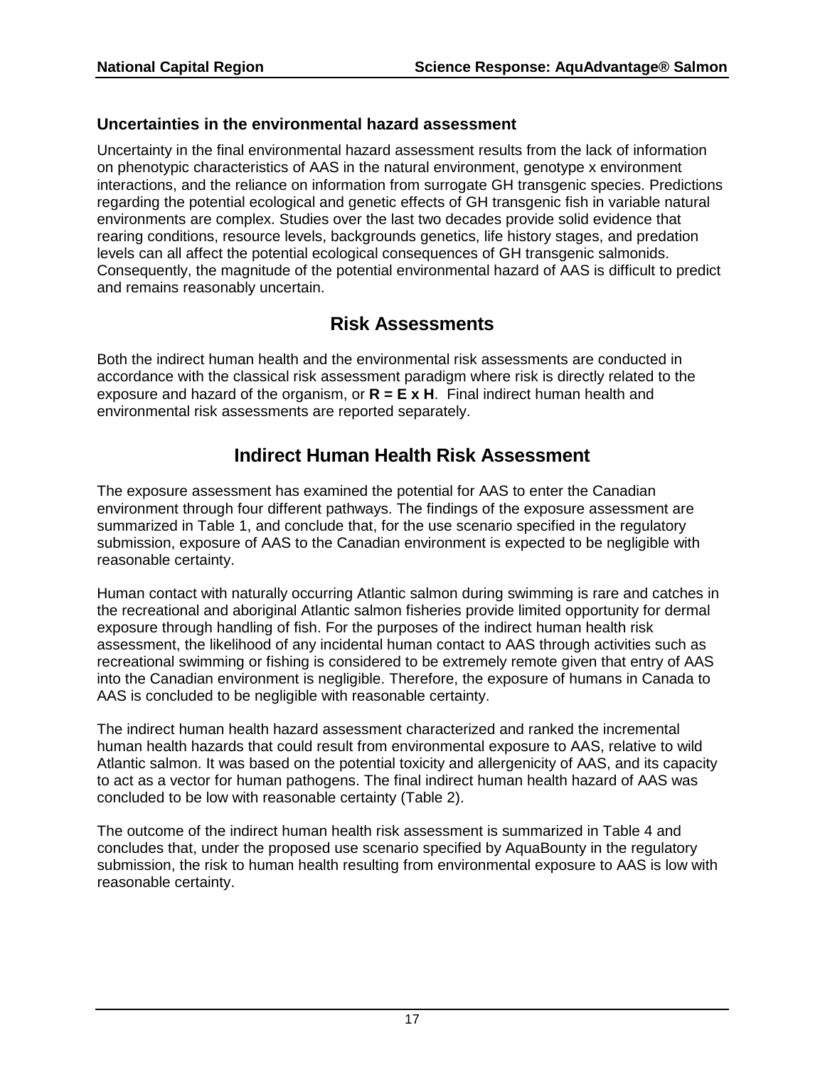### Uncertainties in the environmental hazard assessment

Uncertainty in the final environmental hazard assessment results from the lack of information on phenotypic characteristics of AAS in the natural environment, genotype x environment interactions, and the reliance on information from surrogate GH transgenic species. Predictions regarding the potential ecological and genetic effects of GH transgenic fish in variable natural environments are complex. Studies over the last two decades provide solid evidence that rearing conditions, resource levels, backgrounds genetics, life history stages, and predation levels can all affect the potential ecological consequences of GH transgenic salmonids. Consequently, the magnitude of the potential environmental hazard of AAS is difficult to predict and remains reasonably uncertain.

## Risk Assessments

Both the indirect human health and the environmental risk assessments are conducted in accordance with the classical risk assessment paradigm where risk is directly related to the exposure and hazard of the organism, or **R = E x H**. Final indirect human health and environmental risk assessments are reported separately.

## Indirect Human Health Risk Assessment

The exposure assessment has examined the potential for AAS to enter the Canadian environment through four different pathways. The findings of the exposure assessment are summarized in Table 1, and conclude that, for the use scenario specified in the regulatory submission, exposure of AAS to the Canadian environment is expected to be negligible with reasonable certainty.

Human contact with naturally occurring Atlantic salmon during swimming is rare and catches in the recreational and aboriginal Atlantic salmon fisheries provide limited opportunity for dermal exposure through handling of fish. For the purposes of the indirect human health risk assessment, the likelihood of any incidental human contact to AAS through activities such as recreational swimming or fishing is considered to be extremely remote given that entry of AAS into the Canadian environment is negligible. Therefore, the exposure of humans in Canada to AAS is concluded to be negligible with reasonable certainty.

The indirect human health hazard assessment characterized and ranked the incremental human health hazards that could result from environmental exposure to AAS, relative to wild Atlantic salmon. It was based on the potential toxicity and allergenicity of AAS, and its capacity to act as a vector for human pathogens. The final indirect human health hazard of AAS was concluded to be low with reasonable certainty (Table 2).

The outcome of the indirect human health risk assessment is summarized in Table 4 and concludes that, under the proposed use scenario specified by AquaBounty in the regulatory submission, the risk to human health resulting from environmental exposure to AAS is low with reasonable certainty.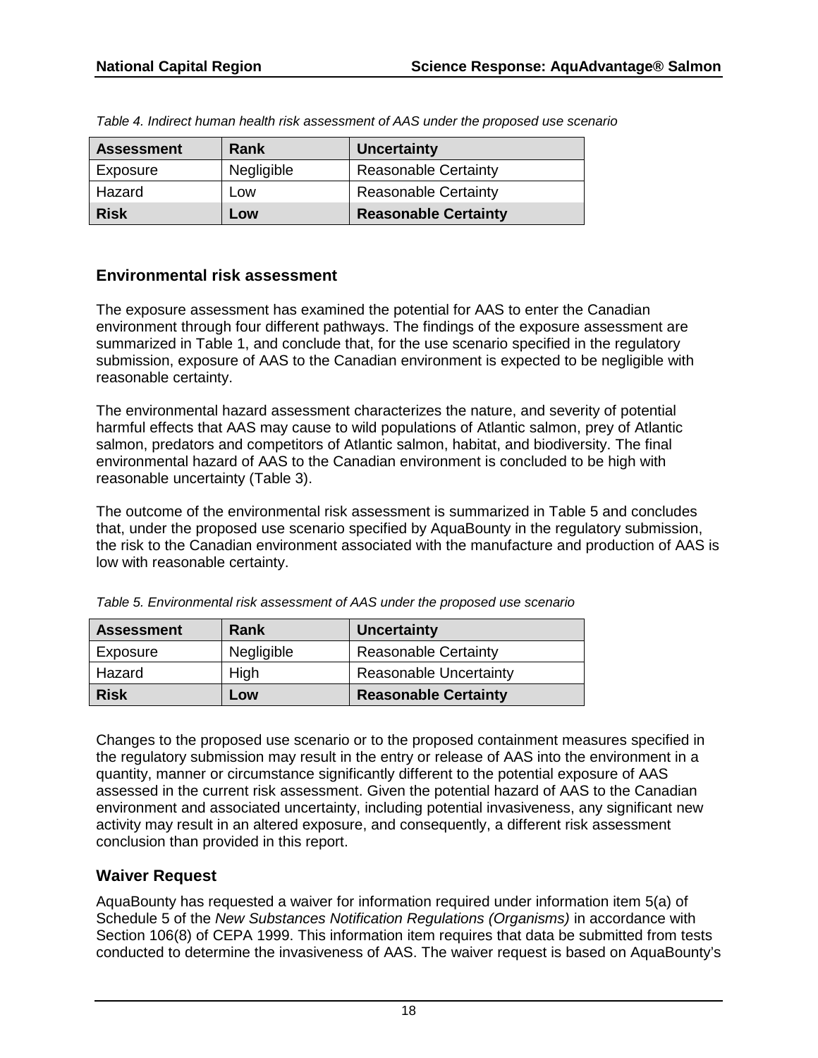*Table 4. Indirect human health risk assessment of AAS under the proposed use scenario*

| Assessment | Rank | Uncertainty |
|---|---|---|
| Exposure | Negligible | Reasonable Certainty |
| Hazard | Low | Reasonable Certainty |
| **Risk** | **Low** | **Reasonable Certainty** |

### Environmental risk assessment

The exposure assessment has examined the potential for AAS to enter the Canadian environment through four different pathways. The findings of the exposure assessment are summarized in Table 1, and conclude that, for the use scenario specified in the regulatory submission, exposure of AAS to the Canadian environment is expected to be negligible with reasonable certainty.

The environmental hazard assessment characterizes the nature, and severity of potential harmful effects that AAS may cause to wild populations of Atlantic salmon, prey of Atlantic salmon, predators and competitors of Atlantic salmon, habitat, and biodiversity. The final environmental hazard of AAS to the Canadian environment is concluded to be high with reasonable uncertainty (Table 3).

The outcome of the environmental risk assessment is summarized in Table 5 and concludes that, under the proposed use scenario specified by AquaBounty in the regulatory submission, the risk to the Canadian environment associated with the manufacture and production of AAS is low with reasonable certainty.

*Table 5. Environmental risk assessment of AAS under the proposed use scenario*

| Assessment | Rank | Uncertainty |
|---|---|---|
| Exposure | Negligible | Reasonable Certainty |
| Hazard | High | Reasonable Uncertainty |
| **Risk** | **Low** | **Reasonable Certainty** |

Changes to the proposed use scenario or to the proposed containment measures specified in the regulatory submission may result in the entry or release of AAS into the environment in a quantity, manner or circumstance significantly different to the potential exposure of AAS assessed in the current risk assessment. Given the potential hazard of AAS to the Canadian environment and associated uncertainty, including potential invasiveness, any significant new activity may result in an altered exposure, and consequently, a different risk assessment conclusion than provided in this report.

### Waiver Request

AquaBounty has requested a waiver for information required under information item 5(a) of Schedule 5 of the *New Substances Notification Regulations (Organisms)* in accordance with Section 106(8) of CEPA 1999. This information item requires that data be submitted from tests conducted to determine the invasiveness of AAS. The waiver request is based on AquaBounty's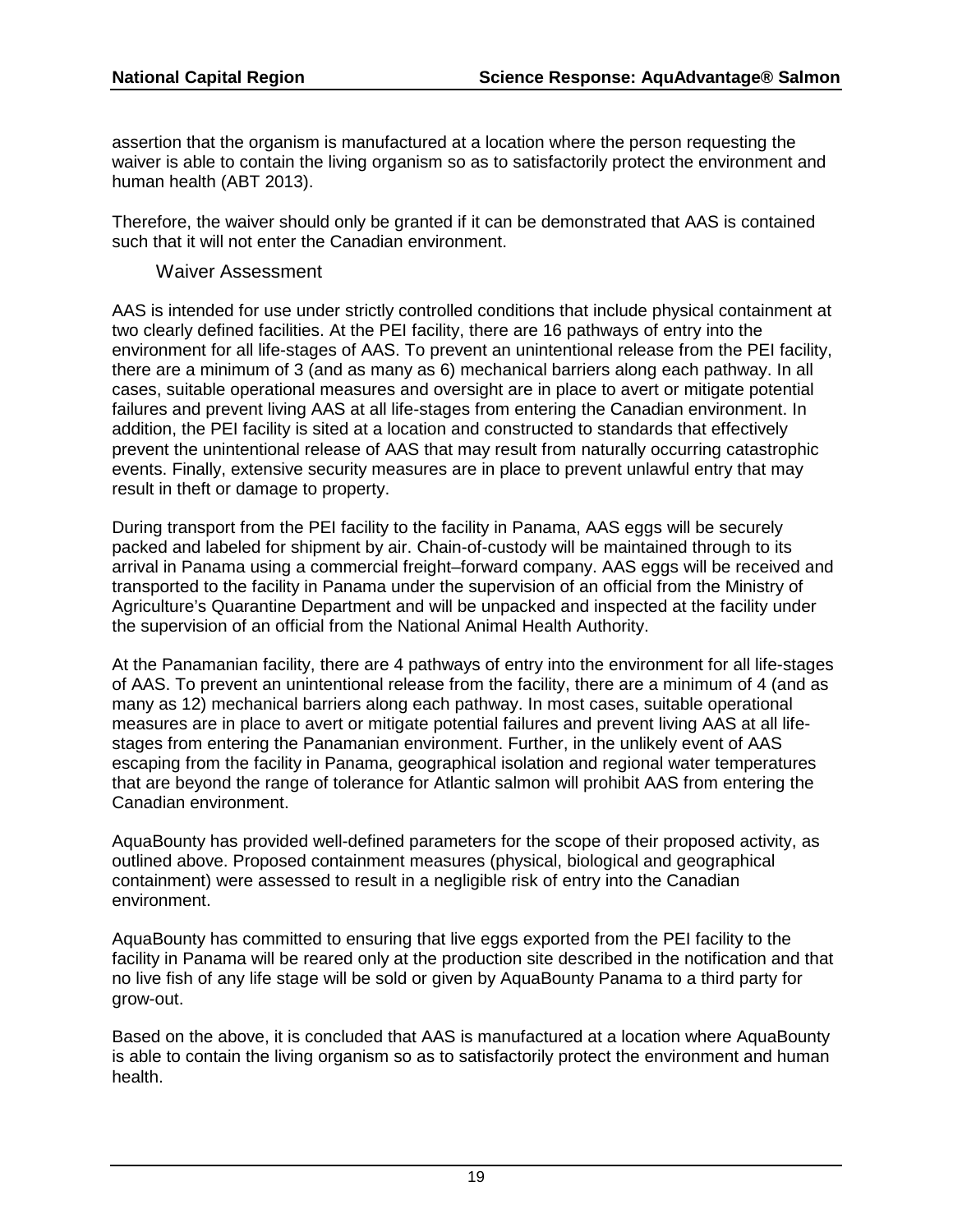assertion that the organism is manufactured at a location where the person requesting the waiver is able to contain the living organism so as to satisfactorily protect the environment and human health (ABT 2013).

Therefore, the waiver should only be granted if it can be demonstrated that AAS is contained such that it will not enter the Canadian environment.

### Waiver Assessment

AAS is intended for use under strictly controlled conditions that include physical containment at two clearly defined facilities. At the PEI facility, there are 16 pathways of entry into the environment for all life-stages of AAS. To prevent an unintentional release from the PEI facility, there are a minimum of 3 (and as many as 6) mechanical barriers along each pathway. In all cases, suitable operational measures and oversight are in place to avert or mitigate potential failures and prevent living AAS at all life-stages from entering the Canadian environment. In addition, the PEI facility is sited at a location and constructed to standards that effectively prevent the unintentional release of AAS that may result from naturally occurring catastrophic events. Finally, extensive security measures are in place to prevent unlawful entry that may result in theft or damage to property.

During transport from the PEI facility to the facility in Panama, AAS eggs will be securely packed and labeled for shipment by air. Chain-of-custody will be maintained through to its arrival in Panama using a commercial freight–forward company. AAS eggs will be received and transported to the facility in Panama under the supervision of an official from the Ministry of Agriculture's Quarantine Department and will be unpacked and inspected at the facility under the supervision of an official from the National Animal Health Authority.

At the Panamanian facility, there are 4 pathways of entry into the environment for all life-stages of AAS. To prevent an unintentional release from the facility, there are a minimum of 4 (and as many as 12) mechanical barriers along each pathway. In most cases, suitable operational measures are in place to avert or mitigate potential failures and prevent living AAS at all life-stages from entering the Panamanian environment. Further, in the unlikely event of AAS escaping from the facility in Panama, geographical isolation and regional water temperatures that are beyond the range of tolerance for Atlantic salmon will prohibit AAS from entering the Canadian environment.

AquaBounty has provided well-defined parameters for the scope of their proposed activity, as outlined above. Proposed containment measures (physical, biological and geographical containment) were assessed to result in a negligible risk of entry into the Canadian environment.

AquaBounty has committed to ensuring that live eggs exported from the PEI facility to the facility in Panama will be reared only at the production site described in the notification and that no live fish of any life stage will be sold or given by AquaBounty Panama to a third party for grow-out.

Based on the above, it is concluded that AAS is manufactured at a location where AquaBounty is able to contain the living organism so as to satisfactorily protect the environment and human health.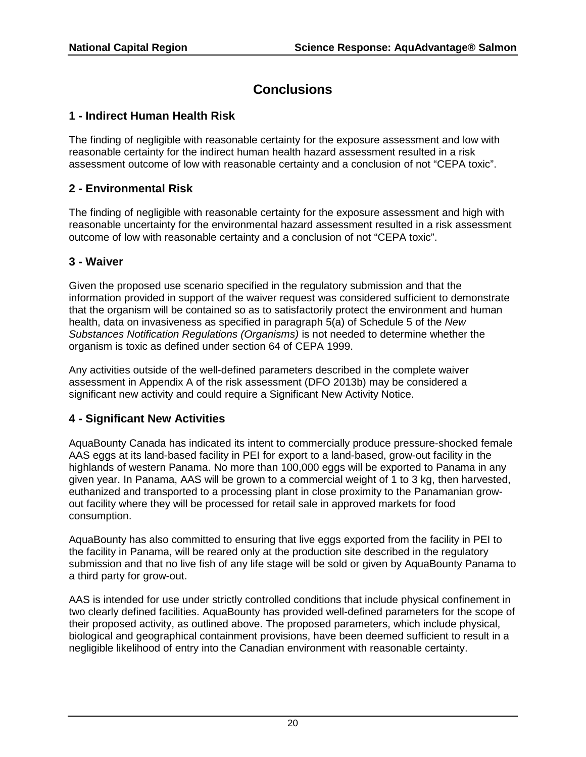# Conclusions

## 1 - Indirect Human Health Risk

The finding of negligible with reasonable certainty for the exposure assessment and low with reasonable certainty for the indirect human health hazard assessment resulted in a risk assessment outcome of low with reasonable certainty and a conclusion of not "CEPA toxic".

## 2 - Environmental Risk

The finding of negligible with reasonable certainty for the exposure assessment and high with reasonable uncertainty for the environmental hazard assessment resulted in a risk assessment outcome of low with reasonable certainty and a conclusion of not "CEPA toxic".

## 3 - Waiver

Given the proposed use scenario specified in the regulatory submission and that the information provided in support of the waiver request was considered sufficient to demonstrate that the organism will be contained so as to satisfactorily protect the environment and human health, data on invasiveness as specified in paragraph 5(a) of Schedule 5 of the *New Substances Notification Regulations (Organisms)* is not needed to determine whether the organism is toxic as defined under section 64 of CEPA 1999.

Any activities outside of the well-defined parameters described in the complete waiver assessment in Appendix A of the risk assessment (DFO 2013b) may be considered a significant new activity and could require a Significant New Activity Notice.

## 4 - Significant New Activities

AquaBounty Canada has indicated its intent to commercially produce pressure-shocked female AAS eggs at its land-based facility in PEI for export to a land-based, grow-out facility in the highlands of western Panama. No more than 100,000 eggs will be exported to Panama in any given year. In Panama, AAS will be grown to a commercial weight of 1 to 3 kg, then harvested, euthanized and transported to a processing plant in close proximity to the Panamanian grow-out facility where they will be processed for retail sale in approved markets for food consumption.

AquaBounty has also committed to ensuring that live eggs exported from the facility in PEI to the facility in Panama, will be reared only at the production site described in the regulatory submission and that no live fish of any life stage will be sold or given by AquaBounty Panama to a third party for grow-out.

AAS is intended for use under strictly controlled conditions that include physical confinement in two clearly defined facilities. AquaBounty has provided well-defined parameters for the scope of their proposed activity, as outlined above. The proposed parameters, which include physical, biological and geographical containment provisions, have been deemed sufficient to result in a negligible likelihood of entry into the Canadian environment with reasonable certainty.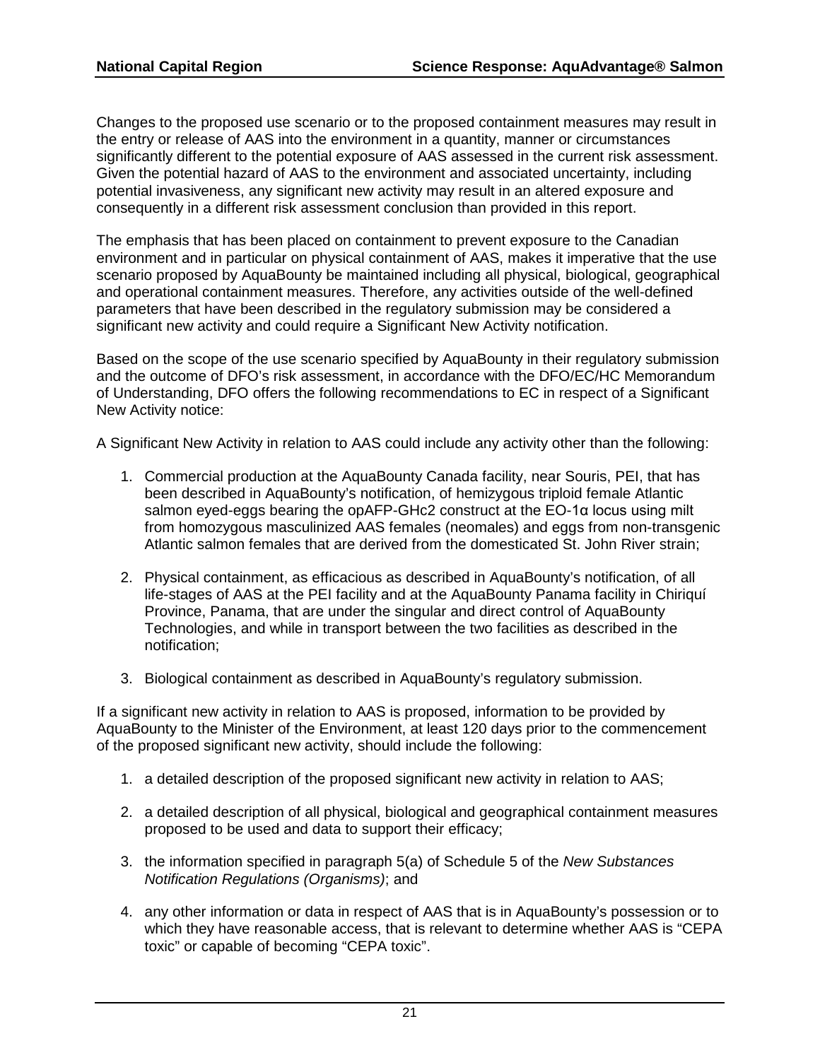Changes to the proposed use scenario or to the proposed containment measures may result in the entry or release of AAS into the environment in a quantity, manner or circumstances significantly different to the potential exposure of AAS assessed in the current risk assessment. Given the potential hazard of AAS to the environment and associated uncertainty, including potential invasiveness, any significant new activity may result in an altered exposure and consequently in a different risk assessment conclusion than provided in this report.

The emphasis that has been placed on containment to prevent exposure to the Canadian environment and in particular on physical containment of AAS, makes it imperative that the use scenario proposed by AquaBounty be maintained including all physical, biological, geographical and operational containment measures. Therefore, any activities outside of the well-defined parameters that have been described in the regulatory submission may be considered a significant new activity and could require a Significant New Activity notification.

Based on the scope of the use scenario specified by AquaBounty in their regulatory submission and the outcome of DFO's risk assessment, in accordance with the DFO/EC/HC Memorandum of Understanding, DFO offers the following recommendations to EC in respect of a Significant New Activity notice:

A Significant New Activity in relation to AAS could include any activity other than the following:

1. Commercial production at the AquaBounty Canada facility, near Souris, PEI, that has been described in AquaBounty's notification, of hemizygous triploid female Atlantic salmon eyed-eggs bearing the opAFP-GHc2 construct at the EO-1α locus using milt from homozygous masculinized AAS females (neomales) and eggs from non-transgenic Atlantic salmon females that are derived from the domesticated St. John River strain;

2. Physical containment, as efficacious as described in AquaBounty's notification, of all life-stages of AAS at the PEI facility and at the AquaBounty Panama facility in Chiriquí Province, Panama, that are under the singular and direct control of AquaBounty Technologies, and while in transport between the two facilities as described in the notification;

3. Biological containment as described in AquaBounty's regulatory submission.

If a significant new activity in relation to AAS is proposed, information to be provided by AquaBounty to the Minister of the Environment, at least 120 days prior to the commencement of the proposed significant new activity, should include the following:

1. a detailed description of the proposed significant new activity in relation to AAS;

2. a detailed description of all physical, biological and geographical containment measures proposed to be used and data to support their efficacy;

3. the information specified in paragraph 5(a) of Schedule 5 of the *New Substances Notification Regulations (Organisms)*; and

4. any other information or data in respect of AAS that is in AquaBounty's possession or to which they have reasonable access, that is relevant to determine whether AAS is "CEPA toxic" or capable of becoming "CEPA toxic".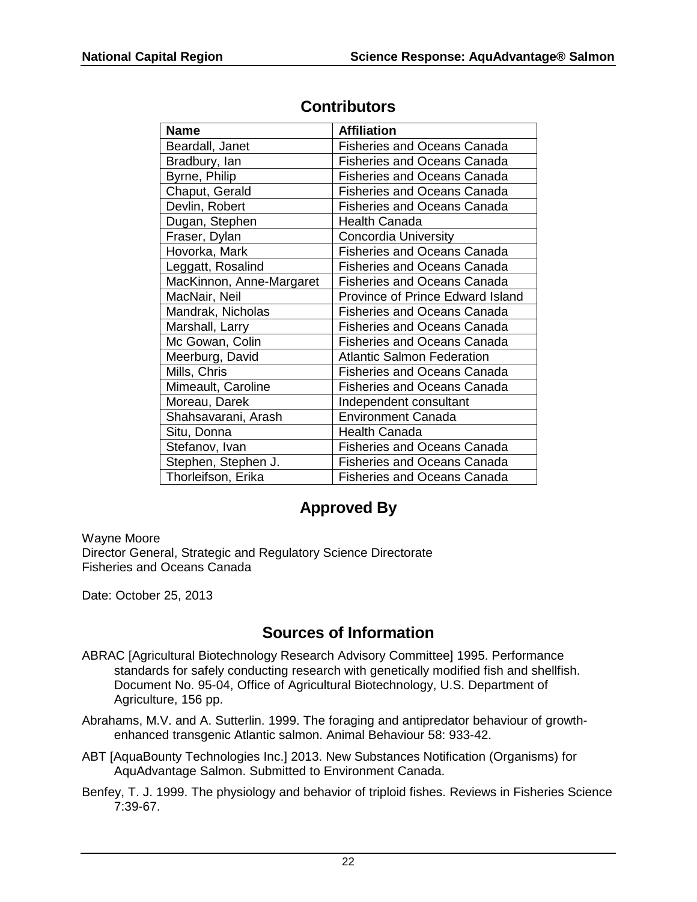## Contributors

| Name | Affiliation |
|---|---|
| Beardall, Janet | Fisheries and Oceans Canada |
| Bradbury, Ian | Fisheries and Oceans Canada |
| Byrne, Philip | Fisheries and Oceans Canada |
| Chaput, Gerald | Fisheries and Oceans Canada |
| Devlin, Robert | Fisheries and Oceans Canada |
| Dugan, Stephen | Health Canada |
| Fraser, Dylan | Concordia University |
| Hovorka, Mark | Fisheries and Oceans Canada |
| Leggatt, Rosalind | Fisheries and Oceans Canada |
| MacKinnon, Anne-Margaret | Fisheries and Oceans Canada |
| MacNair, Neil | Province of Prince Edward Island |
| Mandrak, Nicholas | Fisheries and Oceans Canada |
| Marshall, Larry | Fisheries and Oceans Canada |
| Mc Gowan, Colin | Fisheries and Oceans Canada |
| Meerburg, David | Atlantic Salmon Federation |
| Mills, Chris | Fisheries and Oceans Canada |
| Mimeault, Caroline | Fisheries and Oceans Canada |
| Moreau, Darek | Independent consultant |
| Shahsavarani, Arash | Environment Canada |
| Situ, Donna | Health Canada |
| Stefanov, Ivan | Fisheries and Oceans Canada |
| Stephen, Stephen J. | Fisheries and Oceans Canada |
| Thorleifson, Erika | Fisheries and Oceans Canada |

## Approved By

Wayne Moore
Director General, Strategic and Regulatory Science Directorate
Fisheries and Oceans Canada

Date: October 25, 2013

## Sources of Information

ABRAC [Agricultural Biotechnology Research Advisory Committee] 1995. Performance standards for safely conducting research with genetically modified fish and shellfish. Document No. 95-04, Office of Agricultural Biotechnology, U.S. Department of Agriculture, 156 pp.

Abrahams, M.V. and A. Sutterlin. 1999. The foraging and antipredator behaviour of growth-enhanced transgenic Atlantic salmon. Animal Behaviour 58: 933-42.

ABT [AquaBounty Technologies Inc.] 2013. New Substances Notification (Organisms) for AquAdvantage Salmon. Submitted to Environment Canada.

Benfey, T. J. 1999. The physiology and behavior of triploid fishes. Reviews in Fisheries Science 7:39-67.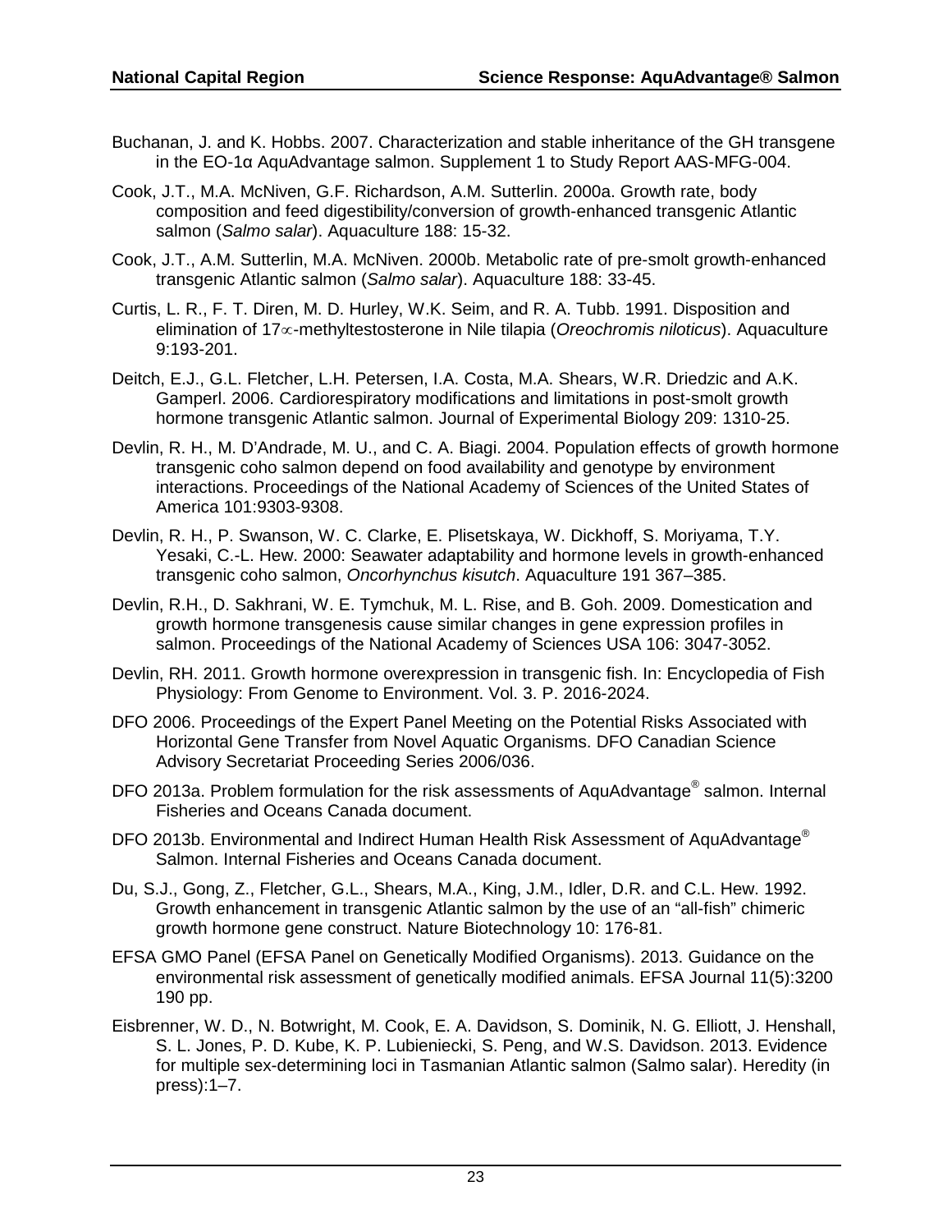Buchanan, J. and K. Hobbs. 2007. Characterization and stable inheritance of the GH transgene in the EO-1α AquAdvantage salmon. Supplement 1 to Study Report AAS-MFG-004.

Cook, J.T., M.A. McNiven, G.F. Richardson, A.M. Sutterlin. 2000a. Growth rate, body composition and feed digestibility/conversion of growth-enhanced transgenic Atlantic salmon (*Salmo salar*). Aquaculture 188: 15-32.

Cook, J.T., A.M. Sutterlin, M.A. McNiven. 2000b. Metabolic rate of pre-smolt growth-enhanced transgenic Atlantic salmon (*Salmo salar*). Aquaculture 188: 33-45.

Curtis, L. R., F. T. Diren, M. D. Hurley, W.K. Seim, and R. A. Tubb. 1991. Disposition and elimination of 17∝-methyltestosterone in Nile tilapia (*Oreochromis niloticus*). Aquaculture 9:193-201.

Deitch, E.J., G.L. Fletcher, L.H. Petersen, I.A. Costa, M.A. Shears, W.R. Driedzic and A.K. Gamperl. 2006. Cardiorespiratory modifications and limitations in post-smolt growth hormone transgenic Atlantic salmon. Journal of Experimental Biology 209: 1310-25.

Devlin, R. H., M. D'Andrade, M. U., and C. A. Biagi. 2004. Population effects of growth hormone transgenic coho salmon depend on food availability and genotype by environment interactions. Proceedings of the National Academy of Sciences of the United States of America 101:9303-9308.

Devlin, R. H., P. Swanson, W. C. Clarke, E. Plisetskaya, W. Dickhoff, S. Moriyama, T.Y. Yesaki, C.-L. Hew. 2000: Seawater adaptability and hormone levels in growth-enhanced transgenic coho salmon, *Oncorhynchus kisutch*. Aquaculture 191 367–385.

Devlin, R.H., D. Sakhrani, W. E. Tymchuk, M. L. Rise, and B. Goh. 2009. Domestication and growth hormone transgenesis cause similar changes in gene expression profiles in salmon. Proceedings of the National Academy of Sciences USA 106: 3047-3052.

Devlin, RH. 2011. Growth hormone overexpression in transgenic fish. In: Encyclopedia of Fish Physiology: From Genome to Environment. Vol. 3. P. 2016-2024.

DFO 2006. Proceedings of the Expert Panel Meeting on the Potential Risks Associated with Horizontal Gene Transfer from Novel Aquatic Organisms. DFO Canadian Science Advisory Secretariat Proceeding Series 2006/036.

DFO 2013a. Problem formulation for the risk assessments of AquAdvantage® salmon. Internal Fisheries and Oceans Canada document.

DFO 2013b. Environmental and Indirect Human Health Risk Assessment of AquAdvantage® Salmon. Internal Fisheries and Oceans Canada document.

Du, S.J., Gong, Z., Fletcher, G.L., Shears, M.A., King, J.M., Idler, D.R. and C.L. Hew. 1992. Growth enhancement in transgenic Atlantic salmon by the use of an "all-fish" chimeric growth hormone gene construct. Nature Biotechnology 10: 176-81.

EFSA GMO Panel (EFSA Panel on Genetically Modified Organisms). 2013. Guidance on the environmental risk assessment of genetically modified animals. EFSA Journal 11(5):3200 190 pp.

Eisbrenner, W. D., N. Botwright, M. Cook, E. A. Davidson, S. Dominik, N. G. Elliott, J. Henshall, S. L. Jones, P. D. Kube, K. P. Lubieniecki, S. Peng, and W.S. Davidson. 2013. Evidence for multiple sex-determining loci in Tasmanian Atlantic salmon (Salmo salar). Heredity (in press):1–7.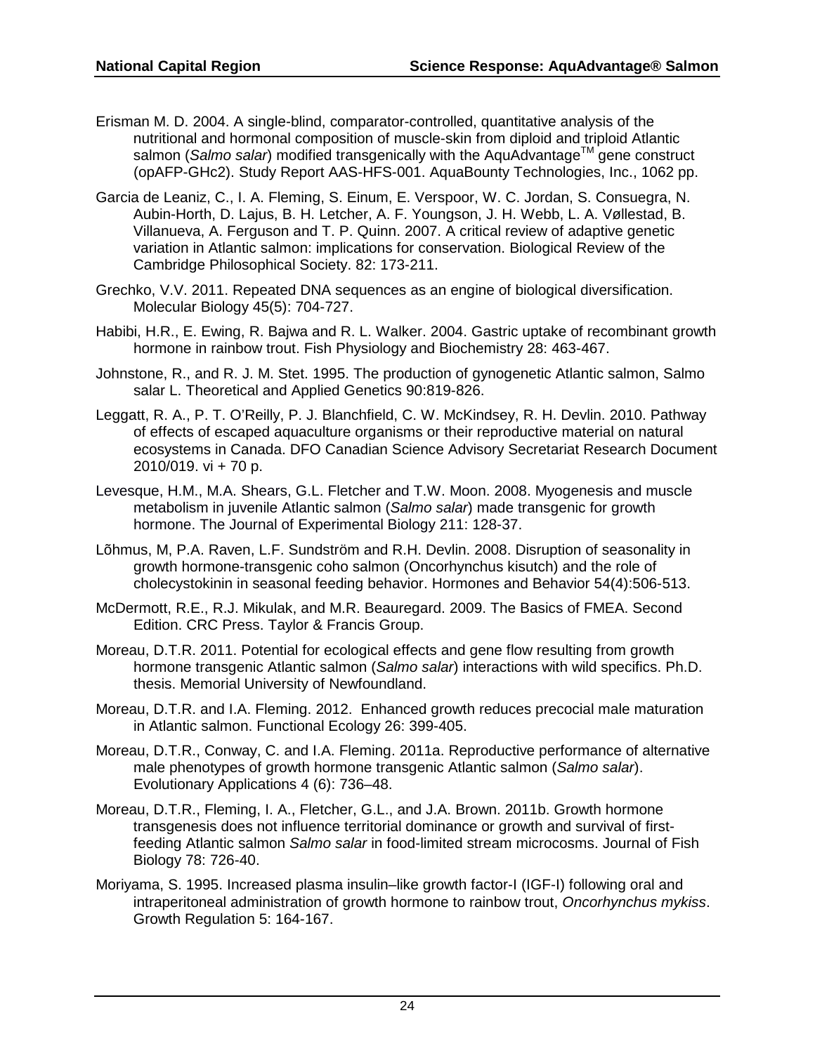Erisman M. D. 2004. A single-blind, comparator-controlled, quantitative analysis of the nutritional and hormonal composition of muscle-skin from diploid and triploid Atlantic salmon (*Salmo salar*) modified transgenically with the AquAdvantage™ gene construct (opAFP-GHc2). Study Report AAS-HFS-001. AquaBounty Technologies, Inc., 1062 pp.

Garcia de Leaniz, C., I. A. Fleming, S. Einum, E. Verspoor, W. C. Jordan, S. Consuegra, N. Aubin-Horth, D. Lajus, B. H. Letcher, A. F. Youngson, J. H. Webb, L. A. Vøllestad, B. Villanueva, A. Ferguson and T. P. Quinn. 2007. A critical review of adaptive genetic variation in Atlantic salmon: implications for conservation. Biological Review of the Cambridge Philosophical Society. 82: 173-211.

Grechko, V.V. 2011. Repeated DNA sequences as an engine of biological diversification. Molecular Biology 45(5): 704-727.

Habibi, H.R., E. Ewing, R. Bajwa and R. L. Walker. 2004. Gastric uptake of recombinant growth hormone in rainbow trout. Fish Physiology and Biochemistry 28: 463-467.

Johnstone, R., and R. J. M. Stet. 1995. The production of gynogenetic Atlantic salmon, Salmo salar L. Theoretical and Applied Genetics 90:819-826.

Leggatt, R. A., P. T. O'Reilly, P. J. Blanchfield, C. W. McKindsey, R. H. Devlin. 2010. Pathway of effects of escaped aquaculture organisms or their reproductive material on natural ecosystems in Canada. DFO Canadian Science Advisory Secretariat Research Document 2010/019. vi + 70 p.

Levesque, H.M., M.A. Shears, G.L. Fletcher and T.W. Moon. 2008. Myogenesis and muscle metabolism in juvenile Atlantic salmon (*Salmo salar*) made transgenic for growth hormone. The Journal of Experimental Biology 211: 128-37.

Lõhmus, M, P.A. Raven, L.F. Sundström and R.H. Devlin. 2008. Disruption of seasonality in growth hormone-transgenic coho salmon (Oncorhynchus kisutch) and the role of cholecystokinin in seasonal feeding behavior. Hormones and Behavior 54(4):506-513.

McDermott, R.E., R.J. Mikulak, and M.R. Beauregard. 2009. The Basics of FMEA. Second Edition. CRC Press. Taylor & Francis Group.

Moreau, D.T.R. 2011. Potential for ecological effects and gene flow resulting from growth hormone transgenic Atlantic salmon (*Salmo salar*) interactions with wild specifics. Ph.D. thesis. Memorial University of Newfoundland.

Moreau, D.T.R. and I.A. Fleming. 2012. Enhanced growth reduces precocial male maturation in Atlantic salmon. Functional Ecology 26: 399-405.

Moreau, D.T.R., Conway, C. and I.A. Fleming. 2011a. Reproductive performance of alternative male phenotypes of growth hormone transgenic Atlantic salmon (*Salmo salar*). Evolutionary Applications 4 (6): 736–48.

Moreau, D.T.R., Fleming, I. A., Fletcher, G.L., and J.A. Brown. 2011b. Growth hormone transgenesis does not influence territorial dominance or growth and survival of first-feeding Atlantic salmon *Salmo salar* in food-limited stream microcosms. Journal of Fish Biology 78: 726-40.

Moriyama, S. 1995. Increased plasma insulin–like growth factor-I (IGF-I) following oral and intraperitoneal administration of growth hormone to rainbow trout, *Oncorhynchus mykiss*. Growth Regulation 5: 164-167.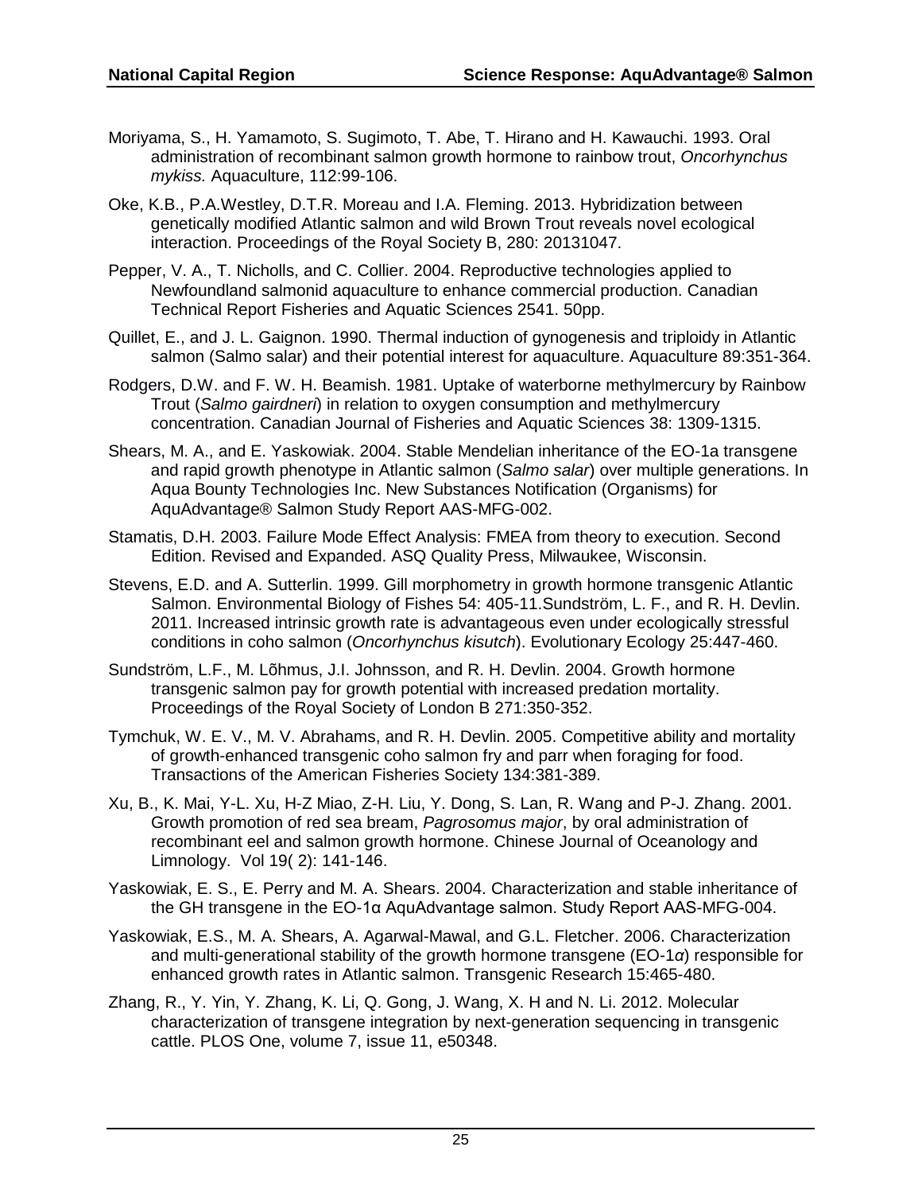Moriyama, S., H. Yamamoto, S. Sugimoto, T. Abe, T. Hirano and H. Kawauchi. 1993. Oral administration of recombinant salmon growth hormone to rainbow trout, *Oncorhynchus mykiss.* Aquaculture, 112:99-106.

Oke, K.B., P.A.Westley, D.T.R. Moreau and I.A. Fleming. 2013. Hybridization between genetically modified Atlantic salmon and wild Brown Trout reveals novel ecological interaction. Proceedings of the Royal Society B, 280: 20131047.

Pepper, V. A., T. Nicholls, and C. Collier. 2004. Reproductive technologies applied to Newfoundland salmonid aquaculture to enhance commercial production. Canadian Technical Report Fisheries and Aquatic Sciences 2541. 50pp.

Quillet, E., and J. L. Gaignon. 1990. Thermal induction of gynogenesis and triploidy in Atlantic salmon (Salmo salar) and their potential interest for aquaculture. Aquaculture 89:351-364.

Rodgers, D.W. and F. W. H. Beamish. 1981. Uptake of waterborne methylmercury by Rainbow Trout (*Salmo gairdneri*) in relation to oxygen consumption and methylmercury concentration. Canadian Journal of Fisheries and Aquatic Sciences 38: 1309-1315.

Shears, M. A., and E. Yaskowiak. 2004. Stable Mendelian inheritance of the EO-1a transgene and rapid growth phenotype in Atlantic salmon (*Salmo salar*) over multiple generations. In Aqua Bounty Technologies Inc. New Substances Notification (Organisms) for AquAdvantage® Salmon Study Report AAS-MFG-002.

Stamatis, D.H. 2003. Failure Mode Effect Analysis: FMEA from theory to execution. Second Edition. Revised and Expanded. ASQ Quality Press, Milwaukee, Wisconsin.

Stevens, E.D. and A. Sutterlin. 1999. Gill morphometry in growth hormone transgenic Atlantic Salmon. Environmental Biology of Fishes 54: 405-11.Sundström, L. F., and R. H. Devlin. 2011. Increased intrinsic growth rate is advantageous even under ecologically stressful conditions in coho salmon (*Oncorhynchus kisutch*). Evolutionary Ecology 25:447-460.

Sundström, L.F., M. Lõhmus, J.I. Johnsson, and R. H. Devlin. 2004. Growth hormone transgenic salmon pay for growth potential with increased predation mortality. Proceedings of the Royal Society of London B 271:350-352.

Tymchuk, W. E. V., M. V. Abrahams, and R. H. Devlin. 2005. Competitive ability and mortality of growth-enhanced transgenic coho salmon fry and parr when foraging for food. Transactions of the American Fisheries Society 134:381-389.

Xu, B., K. Mai, Y-L. Xu, H-Z Miao, Z-H. Liu, Y. Dong, S. Lan, R. Wang and P-J. Zhang. 2001. Growth promotion of red sea bream, *Pagrosomus major*, by oral administration of recombinant eel and salmon growth hormone. Chinese Journal of Oceanology and Limnology. Vol 19( 2): 141-146.

Yaskowiak, E. S., E. Perry and M. A. Shears. 2004. Characterization and stable inheritance of the GH transgene in the EO-1α AquAdvantage salmon. Study Report AAS-MFG-004.

Yaskowiak, E.S., M. A. Shears, A. Agarwal-Mawal, and G.L. Fletcher. 2006. Characterization and multi-generational stability of the growth hormone transgene (EO-1*α*) responsible for enhanced growth rates in Atlantic salmon. Transgenic Research 15:465-480.

Zhang, R., Y. Yin, Y. Zhang, K. Li, Q. Gong, J. Wang, X. H and N. Li. 2012. Molecular characterization of transgene integration by next-generation sequencing in transgenic cattle. PLOS One, volume 7, issue 11, e50348.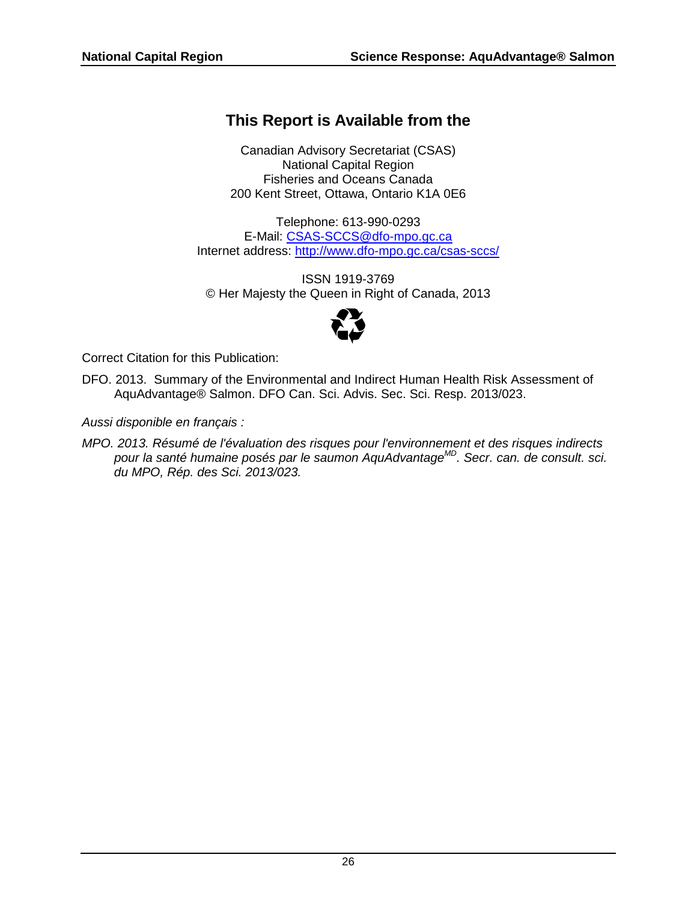## This Report is Available from the

Canadian Advisory Secretariat (CSAS)
National Capital Region
Fisheries and Oceans Canada
200 Kent Street, Ottawa, Ontario K1A 0E6

Telephone: 613-990-0293
E-Mail: CSAS-SCCS@dfo-mpo.gc.ca
Internet address: http://www.dfo-mpo.gc.ca/csas-sccs/

ISSN 1919-3769
© Her Majesty the Queen in Right of Canada, 2013

Correct Citation for this Publication:

DFO. 2013. Summary of the Environmental and Indirect Human Health Risk Assessment of AquAdvantage® Salmon. DFO Can. Sci. Advis. Sec. Sci. Resp. 2013/023.

*Aussi disponible en français :*

*MPO. 2013. Résumé de l'évaluation des risques pour l'environnement et des risques indirects pour la santé humaine posés par le saumon AquAdvantage[MD]. Secr. can. de consult. sci. du MPO, Rép. des Sci. 2013/023.*